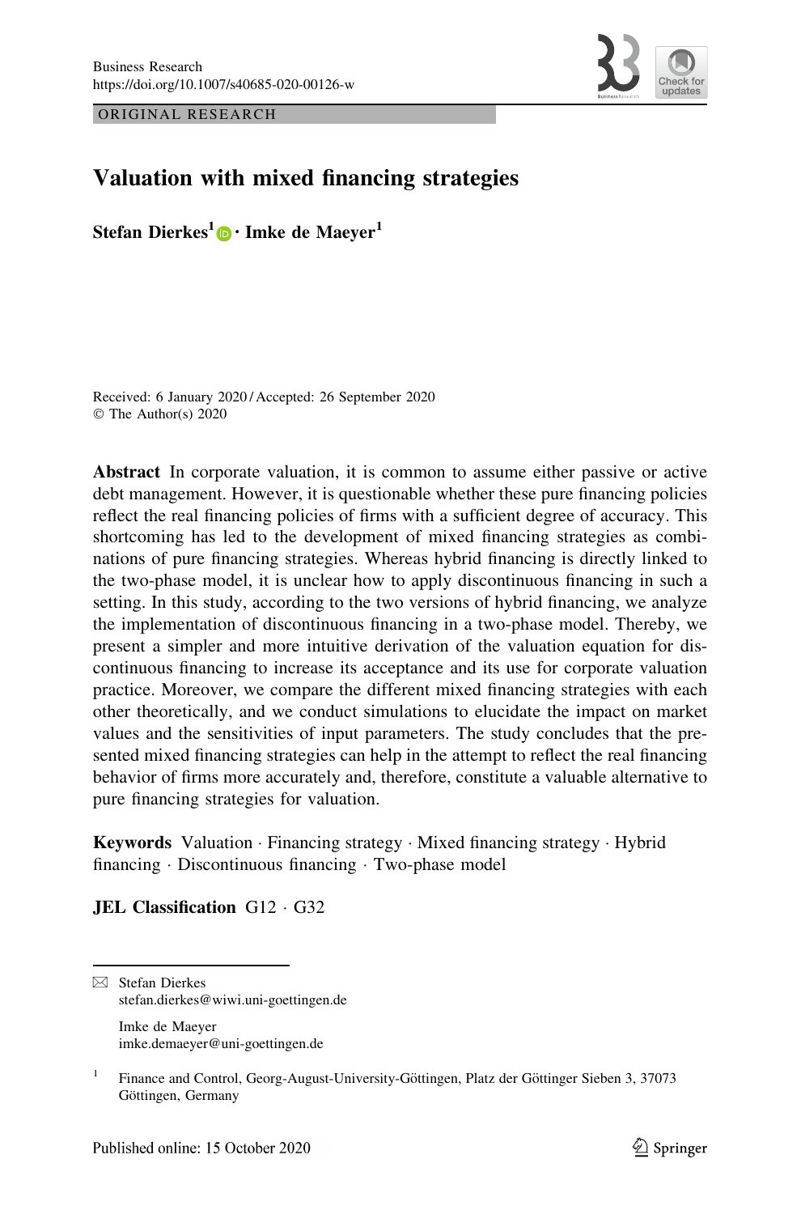ORIGINAL RESEARCH

# Valuation with mixed financing strategies

**Stefan Dierkes[1] · Imke de Maeyer[1]**

Received: 6 January 2020 / Accepted: 26 September 2020
© The Author(s) 2020

**Abstract** In corporate valuation, it is common to assume either passive or active debt management. However, it is questionable whether these pure financing policies reflect the real financing policies of firms with a sufficient degree of accuracy. This shortcoming has led to the development of mixed financing strategies as combinations of pure financing strategies. Whereas hybrid financing is directly linked to the two-phase model, it is unclear how to apply discontinuous financing in such a setting. In this study, according to the two versions of hybrid financing, we analyze the implementation of discontinuous financing in a two-phase model. Thereby, we present a simpler and more intuitive derivation of the valuation equation for discontinuous financing to increase its acceptance and its use for corporate valuation practice. Moreover, we compare the different mixed financing strategies with each other theoretically, and we conduct simulations to elucidate the impact on market values and the sensitivities of input parameters. The study concludes that the presented mixed financing strategies can help in the attempt to reflect the real financing behavior of firms more accurately and, therefore, constitute a valuable alternative to pure financing strategies for valuation.

**Keywords** Valuation · Financing strategy · Mixed financing strategy · Hybrid financing · Discontinuous financing · Two-phase model

**JEL Classification** G12 · G32

---

✉ Stefan Dierkes
stefan.dierkes@wiwi.uni-goettingen.de

Imke de Maeyer
imke.demaeyer@uni-goettingen.de

[1] Finance and Control, Georg-August-University-Göttingen, Platz der Göttinger Sieben 3, 37073 Göttingen, Germany

Published online: 15 October 2020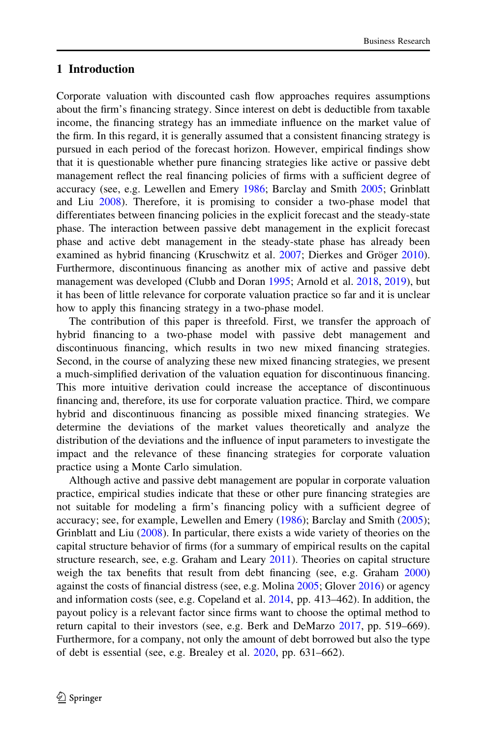## 1 Introduction

Corporate valuation with discounted cash flow approaches requires assumptions about the firm's financing strategy. Since interest on debt is deductible from taxable income, the financing strategy has an immediate influence on the market value of the firm. In this regard, it is generally assumed that a consistent financing strategy is pursued in each period of the forecast horizon. However, empirical findings show that it is questionable whether pure financing strategies like active or passive debt management reflect the real financing policies of firms with a sufficient degree of accuracy (see, e.g. Lewellen and Emery 1986; Barclay and Smith 2005; Grinblatt and Liu 2008). Therefore, it is promising to consider a two-phase model that differentiates between financing policies in the explicit forecast and the steady-state phase. The interaction between passive debt management in the explicit forecast phase and active debt management in the steady-state phase has already been examined as hybrid financing (Kruschwitz et al. 2007; Dierkes and Gröger 2010). Furthermore, discontinuous financing as another mix of active and passive debt management was developed (Clubb and Doran 1995; Arnold et al. 2018, 2019), but it has been of little relevance for corporate valuation practice so far and it is unclear how to apply this financing strategy in a two-phase model.

The contribution of this paper is threefold. First, we transfer the approach of hybrid financing to a two-phase model with passive debt management and discontinuous financing, which results in two new mixed financing strategies. Second, in the course of analyzing these new mixed financing strategies, we present a much-simplified derivation of the valuation equation for discontinuous financing. This more intuitive derivation could increase the acceptance of discontinuous financing and, therefore, its use for corporate valuation practice. Third, we compare hybrid and discontinuous financing as possible mixed financing strategies. We determine the deviations of the market values theoretically and analyze the distribution of the deviations and the influence of input parameters to investigate the impact and the relevance of these financing strategies for corporate valuation practice using a Monte Carlo simulation.

Although active and passive debt management are popular in corporate valuation practice, empirical studies indicate that these or other pure financing strategies are not suitable for modeling a firm's financing policy with a sufficient degree of accuracy; see, for example, Lewellen and Emery (1986); Barclay and Smith (2005); Grinblatt and Liu (2008). In particular, there exists a wide variety of theories on the capital structure behavior of firms (for a summary of empirical results on the capital structure research, see, e.g. Graham and Leary 2011). Theories on capital structure weigh the tax benefits that result from debt financing (see, e.g. Graham 2000) against the costs of financial distress (see, e.g. Molina 2005; Glover 2016) or agency and information costs (see, e.g. Copeland et al. 2014, pp. 413–462). In addition, the payout policy is a relevant factor since firms want to choose the optimal method to return capital to their investors (see, e.g. Berk and DeMarzo 2017, pp. 519–669). Furthermore, for a company, not only the amount of debt borrowed but also the type of debt is essential (see, e.g. Brealey et al. 2020, pp. 631–662).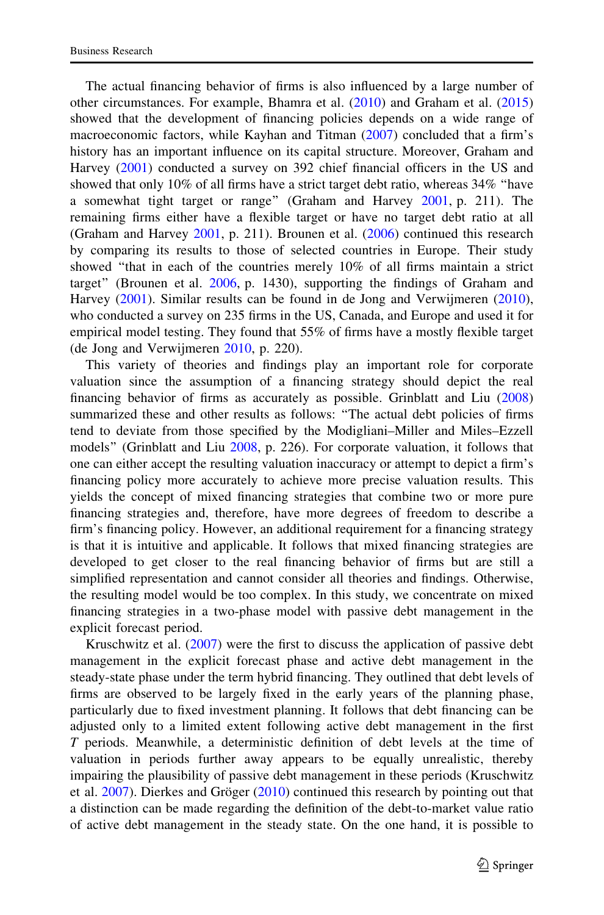The actual financing behavior of firms is also influenced by a large number of other circumstances. For example, Bhamra et al. (2010) and Graham et al. (2015) showed that the development of financing policies depends on a wide range of macroeconomic factors, while Kayhan and Titman (2007) concluded that a firm's history has an important influence on its capital structure. Moreover, Graham and Harvey (2001) conducted a survey on 392 chief financial officers in the US and showed that only 10% of all firms have a strict target debt ratio, whereas 34% "have a somewhat tight target or range" (Graham and Harvey 2001, p. 211). The remaining firms either have a flexible target or have no target debt ratio at all (Graham and Harvey 2001, p. 211). Brounen et al. (2006) continued this research by comparing its results to those of selected countries in Europe. Their study showed "that in each of the countries merely 10% of all firms maintain a strict target" (Brounen et al. 2006, p. 1430), supporting the findings of Graham and Harvey (2001). Similar results can be found in de Jong and Verwijmeren (2010), who conducted a survey on 235 firms in the US, Canada, and Europe and used it for empirical model testing. They found that 55% of firms have a mostly flexible target (de Jong and Verwijmeren 2010, p. 220).

This variety of theories and findings play an important role for corporate valuation since the assumption of a financing strategy should depict the real financing behavior of firms as accurately as possible. Grinblatt and Liu (2008) summarized these and other results as follows: "The actual debt policies of firms tend to deviate from those specified by the Modigliani–Miller and Miles–Ezzell models" (Grinblatt and Liu 2008, p. 226). For corporate valuation, it follows that one can either accept the resulting valuation inaccuracy or attempt to depict a firm's financing policy more accurately to achieve more precise valuation results. This yields the concept of mixed financing strategies that combine two or more pure financing strategies and, therefore, have more degrees of freedom to describe a firm's financing policy. However, an additional requirement for a financing strategy is that it is intuitive and applicable. It follows that mixed financing strategies are developed to get closer to the real financing behavior of firms but are still a simplified representation and cannot consider all theories and findings. Otherwise, the resulting model would be too complex. In this study, we concentrate on mixed financing strategies in a two-phase model with passive debt management in the explicit forecast period.

Kruschwitz et al. (2007) were the first to discuss the application of passive debt management in the explicit forecast phase and active debt management in the steady-state phase under the term hybrid financing. They outlined that debt levels of firms are observed to be largely fixed in the early years of the planning phase, particularly due to fixed investment planning. It follows that debt financing can be adjusted only to a limited extent following active debt management in the first $T$ periods. Meanwhile, a deterministic definition of debt levels at the time of valuation in periods further away appears to be equally unrealistic, thereby impairing the plausibility of passive debt management in these periods (Kruschwitz et al. 2007). Dierkes and Gröger (2010) continued this research by pointing out that a distinction can be made regarding the definition of the debt-to-market value ratio of active debt management in the steady state. On the one hand, it is possible to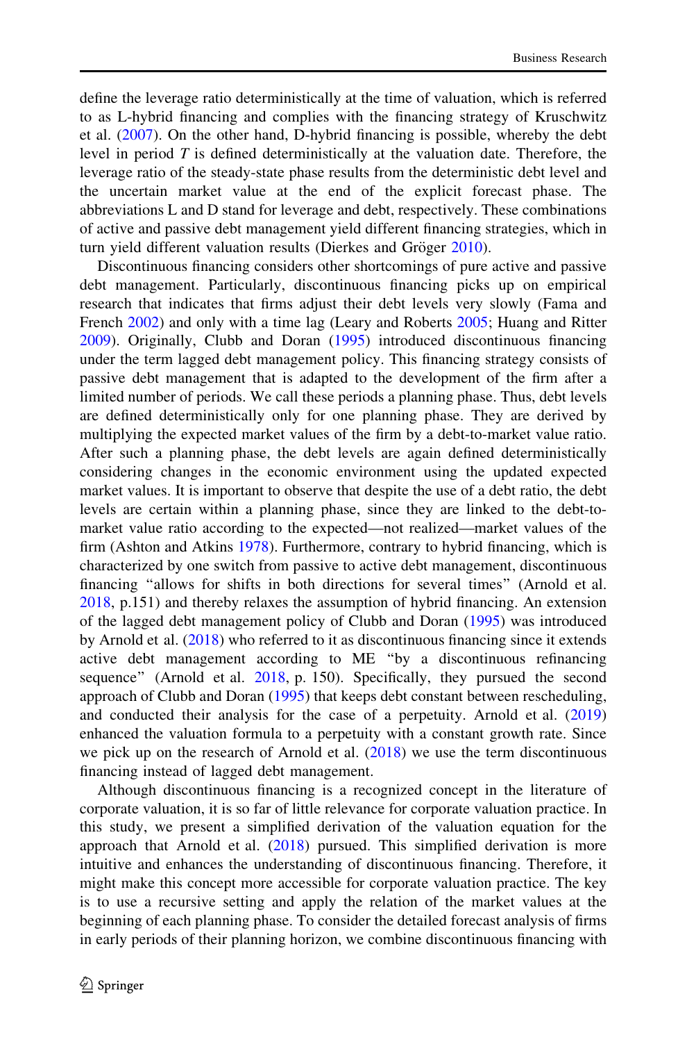define the leverage ratio deterministically at the time of valuation, which is referred to as L-hybrid financing and complies with the financing strategy of Kruschwitz et al. (2007). On the other hand, D-hybrid financing is possible, whereby the debt level in period $T$ is defined deterministically at the valuation date. Therefore, the leverage ratio of the steady-state phase results from the deterministic debt level and the uncertain market value at the end of the explicit forecast phase. The abbreviations L and D stand for leverage and debt, respectively. These combinations of active and passive debt management yield different financing strategies, which in turn yield different valuation results (Dierkes and Gröger 2010).

Discontinuous financing considers other shortcomings of pure active and passive debt management. Particularly, discontinuous financing picks up on empirical research that indicates that firms adjust their debt levels very slowly (Fama and French 2002) and only with a time lag (Leary and Roberts 2005; Huang and Ritter 2009). Originally, Clubb and Doran (1995) introduced discontinuous financing under the term lagged debt management policy. This financing strategy consists of passive debt management that is adapted to the development of the firm after a limited number of periods. We call these periods a planning phase. Thus, debt levels are defined deterministically only for one planning phase. They are derived by multiplying the expected market values of the firm by a debt-to-market value ratio. After such a planning phase, the debt levels are again defined deterministically considering changes in the economic environment using the updated expected market values. It is important to observe that despite the use of a debt ratio, the debt levels are certain within a planning phase, since they are linked to the debt-to-market value ratio according to the expected—not realized—market values of the firm (Ashton and Atkins 1978). Furthermore, contrary to hybrid financing, which is characterized by one switch from passive to active debt management, discontinuous financing "allows for shifts in both directions for several times" (Arnold et al. 2018, p.151) and thereby relaxes the assumption of hybrid financing. An extension of the lagged debt management policy of Clubb and Doran (1995) was introduced by Arnold et al. (2018) who referred to it as discontinuous financing since it extends active debt management according to ME "by a discontinuous refinancing sequence" (Arnold et al. 2018, p. 150). Specifically, they pursued the second approach of Clubb and Doran (1995) that keeps debt constant between rescheduling, and conducted their analysis for the case of a perpetuity. Arnold et al. (2019) enhanced the valuation formula to a perpetuity with a constant growth rate. Since we pick up on the research of Arnold et al. (2018) we use the term discontinuous financing instead of lagged debt management.

Although discontinuous financing is a recognized concept in the literature of corporate valuation, it is so far of little relevance for corporate valuation practice. In this study, we present a simplified derivation of the valuation equation for the approach that Arnold et al. (2018) pursued. This simplified derivation is more intuitive and enhances the understanding of discontinuous financing. Therefore, it might make this concept more accessible for corporate valuation practice. The key is to use a recursive setting and apply the relation of the market values at the beginning of each planning phase. To consider the detailed forecast analysis of firms in early periods of their planning horizon, we combine discontinuous financing with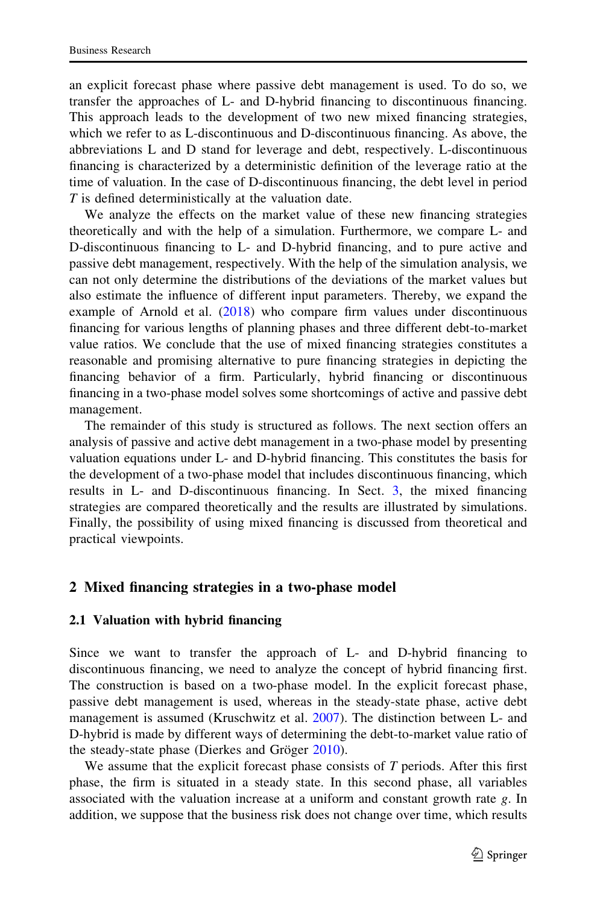an explicit forecast phase where passive debt management is used. To do so, we transfer the approaches of L- and D-hybrid financing to discontinuous financing. This approach leads to the development of two new mixed financing strategies, which we refer to as L-discontinuous and D-discontinuous financing. As above, the abbreviations L and D stand for leverage and debt, respectively. L-discontinuous financing is characterized by a deterministic definition of the leverage ratio at the time of valuation. In the case of D-discontinuous financing, the debt level in period $T$ is defined deterministically at the valuation date.

We analyze the effects on the market value of these new financing strategies theoretically and with the help of a simulation. Furthermore, we compare L- and D-discontinuous financing to L- and D-hybrid financing, and to pure active and passive debt management, respectively. With the help of the simulation analysis, we can not only determine the distributions of the deviations of the market values but also estimate the influence of different input parameters. Thereby, we expand the example of Arnold et al. (2018) who compare firm values under discontinuous financing for various lengths of planning phases and three different debt-to-market value ratios. We conclude that the use of mixed financing strategies constitutes a reasonable and promising alternative to pure financing strategies in depicting the financing behavior of a firm. Particularly, hybrid financing or discontinuous financing in a two-phase model solves some shortcomings of active and passive debt management.

The remainder of this study is structured as follows. The next section offers an analysis of passive and active debt management in a two-phase model by presenting valuation equations under L- and D-hybrid financing. This constitutes the basis for the development of a two-phase model that includes discontinuous financing, which results in L- and D-discontinuous financing. In Sect. 3, the mixed financing strategies are compared theoretically and the results are illustrated by simulations. Finally, the possibility of using mixed financing is discussed from theoretical and practical viewpoints.

## 2 Mixed financing strategies in a two-phase model

### 2.1 Valuation with hybrid financing

Since we want to transfer the approach of L- and D-hybrid financing to discontinuous financing, we need to analyze the concept of hybrid financing first. The construction is based on a two-phase model. In the explicit forecast phase, passive debt management is used, whereas in the steady-state phase, active debt management is assumed (Kruschwitz et al. 2007). The distinction between L- and D-hybrid is made by different ways of determining the debt-to-market value ratio of the steady-state phase (Dierkes and Gröger 2010).

We assume that the explicit forecast phase consists of $T$ periods. After this first phase, the firm is situated in a steady state. In this second phase, all variables associated with the valuation increase at a uniform and constant growth rate $g$. In addition, we suppose that the business risk does not change over time, which results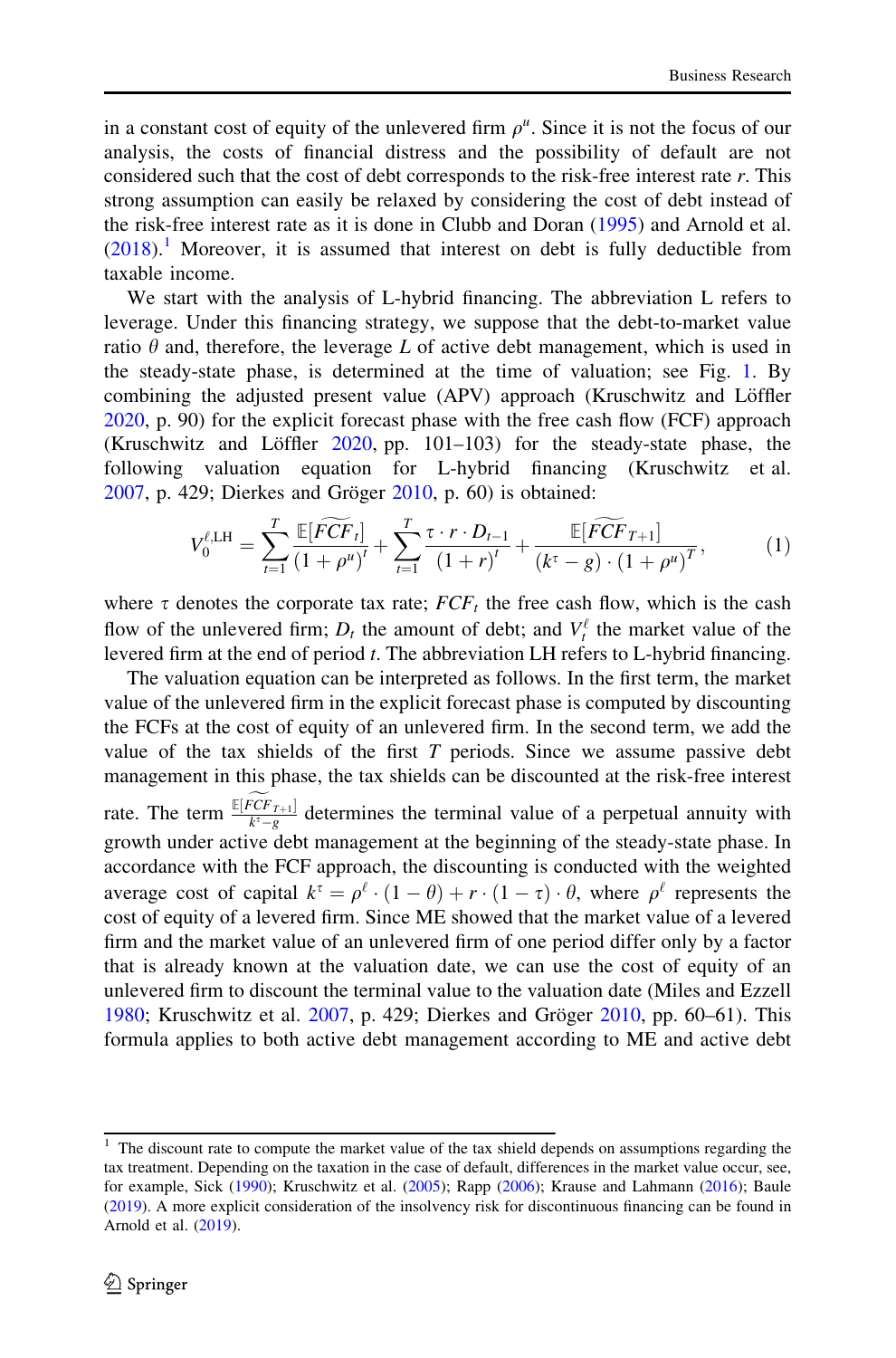in a constant cost of equity of the unlevered firm $\rho^u$. Since it is not the focus of our analysis, the costs of financial distress and the possibility of default are not considered such that the cost of debt corresponds to the risk-free interest rate $r$. This strong assumption can easily be relaxed by considering the cost of debt instead of the risk-free interest rate as it is done in Clubb and Doran (1995) and Arnold et al. (2018).[1] Moreover, it is assumed that interest on debt is fully deductible from taxable income.

We start with the analysis of L-hybrid financing. The abbreviation L refers to leverage. Under this financing strategy, we suppose that the debt-to-market value ratio $\theta$ and, therefore, the leverage $L$ of active debt management, which is used in the steady-state phase, is determined at the time of valuation; see Fig. 1. By combining the adjusted present value (APV) approach (Kruschwitz and Löffler 2020, p. 90) for the explicit forecast phase with the free cash flow (FCF) approach (Kruschwitz and Löffler 2020, pp. 101–103) for the steady-state phase, the following valuation equation for L-hybrid financing (Kruschwitz et al. 2007, p. 429; Dierkes and Gröger 2010, p. 60) is obtained:

$$V_0^{\ell,\mathrm{LH}} = \sum_{t=1}^{T} \frac{\mathbb{E}[\widetilde{FCF}_t]}{(1+\rho^u)^t} + \sum_{t=1}^{T} \frac{\tau \cdot r \cdot D_{t-1}}{(1+r)^t} + \frac{\mathbb{E}[\widetilde{FCF}_{T+1}]}{(k^\tau - g) \cdot (1+\rho^u)^T}, \tag{1}$$

where $\tau$ denotes the corporate tax rate; $FCF_t$ the free cash flow, which is the cash flow of the unlevered firm; $D_t$ the amount of debt; and $V_t^\ell$ the market value of the levered firm at the end of period $t$. The abbreviation LH refers to L-hybrid financing.

The valuation equation can be interpreted as follows. In the first term, the market value of the unlevered firm in the explicit forecast phase is computed by discounting the FCFs at the cost of equity of an unlevered firm. In the second term, we add the value of the tax shields of the first $T$ periods. Since we assume passive debt management in this phase, the tax shields can be discounted at the risk-free interest rate. The term $\frac{\mathbb{E}[\widetilde{FCF}_{T+1}]}{k^\tau - g}$ determines the terminal value of a perpetual annuity with growth under active debt management at the beginning of the steady-state phase. In accordance with the FCF approach, the discounting is conducted with the weighted average cost of capital $k^\tau = \rho^\ell \cdot (1-\theta) + r \cdot (1-\tau) \cdot \theta$, where $\rho^\ell$ represents the cost of equity of a levered firm. Since ME showed that the market value of a levered firm and the market value of an unlevered firm of one period differ only by a factor that is already known at the valuation date, we can use the cost of equity of an unlevered firm to discount the terminal value to the valuation date (Miles and Ezzell 1980; Kruschwitz et al. 2007, p. 429; Dierkes and Gröger 2010, pp. 60–61). This formula applies to both active debt management according to ME and active debt

[1] The discount rate to compute the market value of the tax shield depends on assumptions regarding the tax treatment. Depending on the taxation in the case of default, differences in the market value occur, see, for example, Sick (1990); Kruschwitz et al. (2005); Rapp (2006); Krause and Lahmann (2016); Baule (2019). A more explicit consideration of the insolvency risk for discontinuous financing can be found in Arnold et al. (2019).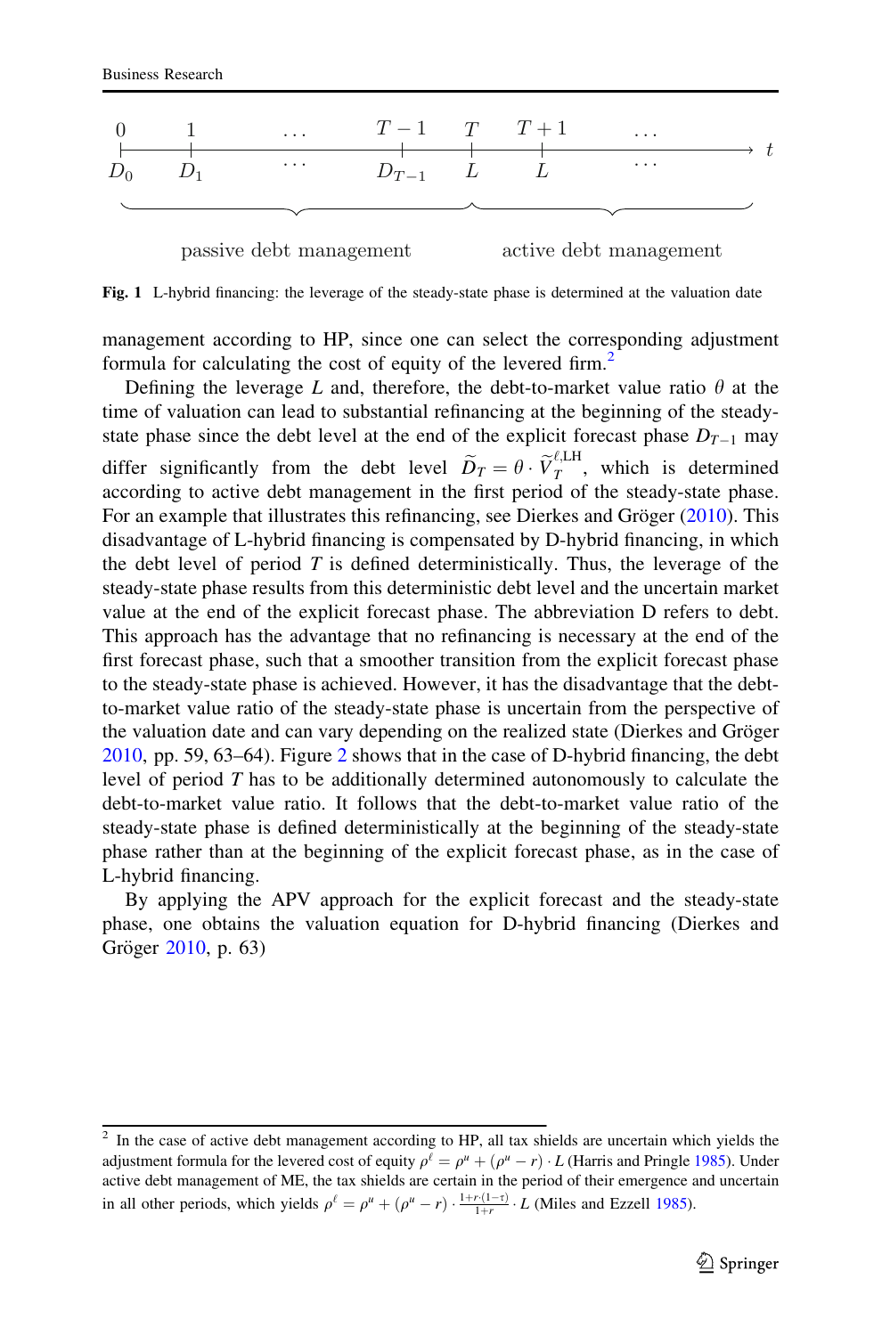Fig. 1 L-hybrid financing: the leverage of the steady-state phase is determined at the valuation date

management according to HP, since one can select the corresponding adjustment formula for calculating the cost of equity of the levered firm.[2]

Defining the leverage $L$ and, therefore, the debt-to-market value ratio $\theta$ at the time of valuation can lead to substantial refinancing at the beginning of the steady-state phase since the debt level at the end of the explicit forecast phase $D_{T-1}$ may differ significantly from the debt level $\widetilde{D}_T = \theta \cdot \widetilde{V}_T^{\ell,\mathrm{LH}}$, which is determined according to active debt management in the first period of the steady-state phase. For an example that illustrates this refinancing, see Dierkes and Gröger (2010). This disadvantage of L-hybrid financing is compensated by D-hybrid financing, in which the debt level of period $T$ is defined deterministically. Thus, the leverage of the steady-state phase results from this deterministic debt level and the uncertain market value at the end of the explicit forecast phase. The abbreviation D refers to debt. This approach has the advantage that no refinancing is necessary at the end of the first forecast phase, such that a smoother transition from the explicit forecast phase to the steady-state phase is achieved. However, it has the disadvantage that the debt-to-market value ratio of the steady-state phase is uncertain from the perspective of the valuation date and can vary depending on the realized state (Dierkes and Gröger 2010, pp. 59, 63–64). Figure 2 shows that in the case of D-hybrid financing, the debt level of period $T$ has to be additionally determined autonomously to calculate the debt-to-market value ratio. It follows that the debt-to-market value ratio of the steady-state phase is defined deterministically at the beginning of the steady-state phase rather than at the beginning of the explicit forecast phase, as in the case of L-hybrid financing.

By applying the APV approach for the explicit forecast and the steady-state phase, one obtains the valuation equation for D-hybrid financing (Dierkes and Gröger 2010, p. 63)

[2] In the case of active debt management according to HP, all tax shields are uncertain which yields the adjustment formula for the levered cost of equity $\rho^{\ell} = \rho^{u} + (\rho^{u} - r) \cdot L$ (Harris and Pringle 1985). Under active debt management of ME, the tax shields are certain in the period of their emergence and uncertain in all other periods, which yields $\rho^{\ell} = \rho^{u} + (\rho^{u} - r) \cdot \frac{1+r\cdot(1-\tau)}{1+r} \cdot L$ (Miles and Ezzell 1985).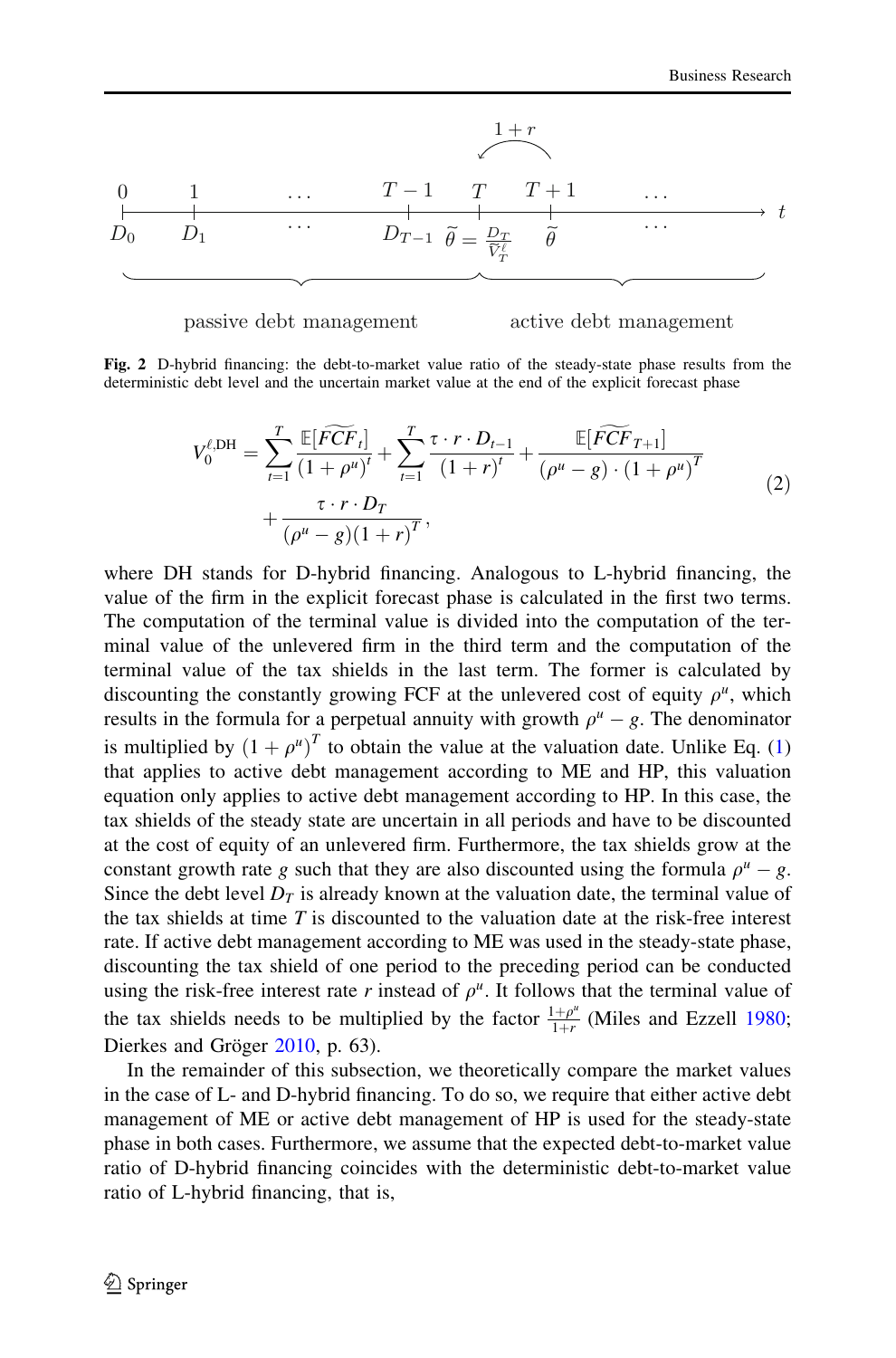**Fig. 2** D-hybrid financing: the debt-to-market value ratio of the steady-state phase results from the deterministic debt level and the uncertain market value at the end of the explicit forecast phase

$$
\begin{aligned}
V_0^{\ell,\mathrm{DH}} = &\sum_{t=1}^{T} \frac{\mathbb{E}[\widetilde{FCF}_t]}{(1+\rho^u)^t} + \sum_{t=1}^{T} \frac{\tau \cdot r \cdot D_{t-1}}{(1+r)^t} + \frac{\mathbb{E}[\widetilde{FCF}_{T+1}]}{(\rho^u - g)\cdot(1+\rho^u)^T} \\
&+ \frac{\tau \cdot r \cdot D_T}{(\rho^u - g)(1+r)^T},
\end{aligned} \tag{2}
$$

where DH stands for D-hybrid financing. Analogous to L-hybrid financing, the value of the firm in the explicit forecast phase is calculated in the first two terms. The computation of the terminal value is divided into the computation of the terminal value of the unlevered firm in the third term and the computation of the terminal value of the tax shields in the last term. The former is calculated by discounting the constantly growing FCF at the unlevered cost of equity $\rho^u$, which results in the formula for a perpetual annuity with growth $\rho^u - g$. The denominator is multiplied by $(1+\rho^u)^T$ to obtain the value at the valuation date. Unlike Eq. (1) that applies to active debt management according to ME and HP, this valuation equation only applies to active debt management according to HP. In this case, the tax shields of the steady state are uncertain in all periods and have to be discounted at the cost of equity of an unlevered firm. Furthermore, the tax shields grow at the constant growth rate $g$ such that they are also discounted using the formula $\rho^u - g$. Since the debt level $D_T$ is already known at the valuation date, the terminal value of the tax shields at time $T$ is discounted to the valuation date at the risk-free interest rate. If active debt management according to ME was used in the steady-state phase, discounting the tax shield of one period to the preceding period can be conducted using the risk-free interest rate $r$ instead of $\rho^u$. It follows that the terminal value of the tax shields needs to be multiplied by the factor $\frac{1+\rho^u}{1+r}$ (Miles and Ezzell 1980; Dierkes and Gröger 2010, p. 63).

In the remainder of this subsection, we theoretically compare the market values in the case of L- and D-hybrid financing. To do so, we require that either active debt management of ME or active debt management of HP is used for the steady-state phase in both cases. Furthermore, we assume that the expected debt-to-market value ratio of D-hybrid financing coincides with the deterministic debt-to-market value ratio of L-hybrid financing, that is,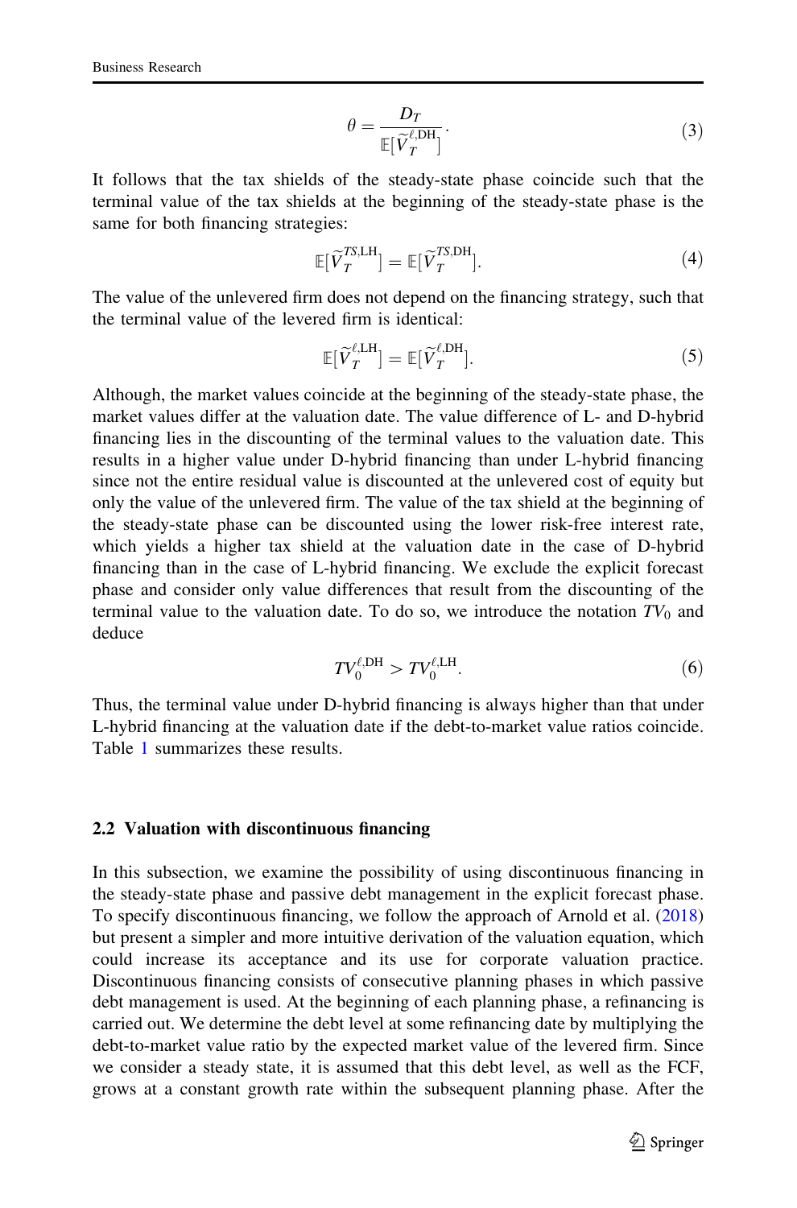$$\theta = \frac{D_T}{\mathbb{E}[\widetilde{V}_T^{\ell,\mathrm{DH}}]}. \tag{3}$$

It follows that the tax shields of the steady-state phase coincide such that the terminal value of the tax shields at the beginning of the steady-state phase is the same for both financing strategies:

$$\mathbb{E}[\widetilde{V}_T^{TS,\mathrm{LH}}] = \mathbb{E}[\widetilde{V}_T^{TS,\mathrm{DH}}]. \tag{4}$$

The value of the unlevered firm does not depend on the financing strategy, such that the terminal value of the levered firm is identical:

$$\mathbb{E}[\widetilde{V}_T^{\ell,\mathrm{LH}}] = \mathbb{E}[\widetilde{V}_T^{\ell,\mathrm{DH}}]. \tag{5}$$

Although, the market values coincide at the beginning of the steady-state phase, the market values differ at the valuation date. The value difference of L- and D-hybrid financing lies in the discounting of the terminal values to the valuation date. This results in a higher value under D-hybrid financing than under L-hybrid financing since not the entire residual value is discounted at the unlevered cost of equity but only the value of the unlevered firm. The value of the tax shield at the beginning of the steady-state phase can be discounted using the lower risk-free interest rate, which yields a higher tax shield at the valuation date in the case of D-hybrid financing than in the case of L-hybrid financing. We exclude the explicit forecast phase and consider only value differences that result from the discounting of the terminal value to the valuation date. To do so, we introduce the notation $TV_0$ and deduce

$$TV_0^{\ell,\mathrm{DH}} > TV_0^{\ell,\mathrm{LH}}. \tag{6}$$

Thus, the terminal value under D-hybrid financing is always higher than that under L-hybrid financing at the valuation date if the debt-to-market value ratios coincide. Table 1 summarizes these results.

### 2.2 Valuation with discontinuous financing

In this subsection, we examine the possibility of using discontinuous financing in the steady-state phase and passive debt management in the explicit forecast phase. To specify discontinuous financing, we follow the approach of Arnold et al. (2018) but present a simpler and more intuitive derivation of the valuation equation, which could increase its acceptance and its use for corporate valuation practice. Discontinuous financing consists of consecutive planning phases in which passive debt management is used. At the beginning of each planning phase, a refinancing is carried out. We determine the debt level at some refinancing date by multiplying the debt-to-market value ratio by the expected market value of the levered firm. Since we consider a steady state, it is assumed that this debt level, as well as the FCF, grows at a constant growth rate within the subsequent planning phase. After the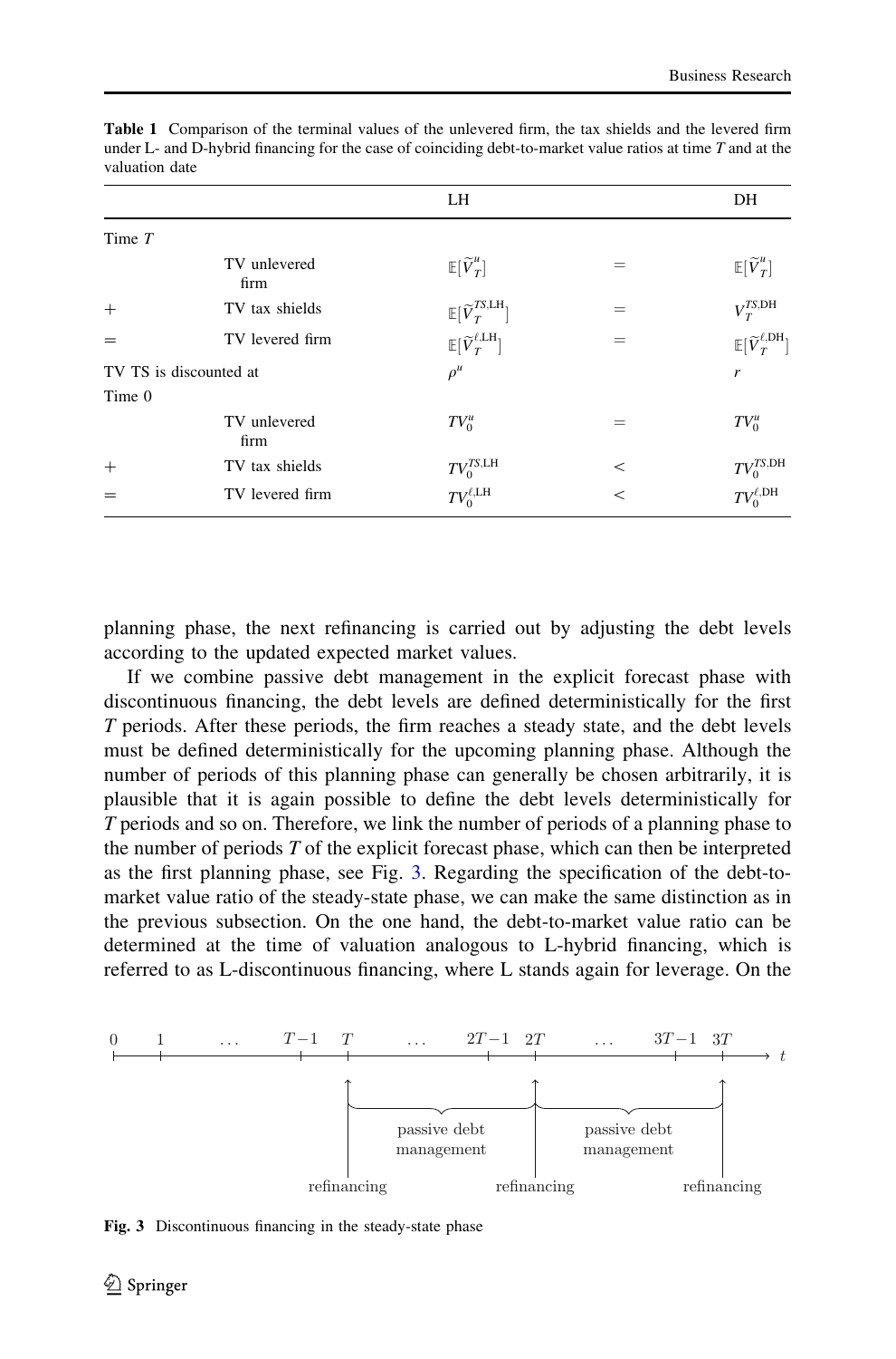**Table 1** Comparison of the terminal values of the unlevered firm, the tax shields and the levered firm under L- and D-hybrid financing for the case of coinciding debt-to-market value ratios at time $T$ and at the valuation date

| | | LH | | DH |
|---|---|---|---|---|
| Time $T$ | | | | |
| | TV unlevered firm | $\mathbb{E}[\widetilde{V}_T^u]$ | = | $\mathbb{E}[\widetilde{V}_T^u]$ |
| + | TV tax shields | $\mathbb{E}[\widetilde{V}_T^{TS,\mathrm{LH}}]$ | = | $V_T^{TS,\mathrm{DH}}$ |
| = | TV levered firm | $\mathbb{E}[\widetilde{V}_T^{\ell,\mathrm{LH}}]$ | = | $\mathbb{E}[\widetilde{V}_T^{\ell,\mathrm{DH}}]$ |
| TV TS is discounted at | | $\rho^u$ | | $r$ |
| Time 0 | | | | |
| | TV unlevered firm | $TV_0^u$ | = | $TV_0^u$ |
| + | TV tax shields | $TV_0^{TS,\mathrm{LH}}$ | < | $TV_0^{TS,\mathrm{DH}}$ |
| = | TV levered firm | $TV_0^{\ell,\mathrm{LH}}$ | < | $TV_0^{\ell,\mathrm{DH}}$ |

planning phase, the next refinancing is carried out by adjusting the debt levels according to the updated expected market values.

If we combine passive debt management in the explicit forecast phase with discontinuous financing, the debt levels are defined deterministically for the first $T$ periods. After these periods, the firm reaches a steady state, and the debt levels must be defined deterministically for the upcoming planning phase. Although the number of periods of this planning phase can generally be chosen arbitrarily, it is plausible that it is again possible to define the debt levels deterministically for $T$ periods and so on. Therefore, we link the number of periods of a planning phase to the number of periods $T$ of the explicit forecast phase, which can then be interpreted as the first planning phase, see Fig. 3. Regarding the specification of the debt-to-market value ratio of the steady-state phase, we can make the same distinction as in the previous subsection. On the one hand, the debt-to-market value ratio can be determined at the time of valuation analogous to L-hybrid financing, which is referred to as L-discontinuous financing, where L stands again for leverage. On the

0 1 ... $T-1$ $T$ ... $2T-1$ $2T$ ... $3T-1$ $3T$ $t$

passive debt management | passive debt management

refinancing | refinancing | refinancing

**Fig. 3** Discontinuous financing in the steady-state phase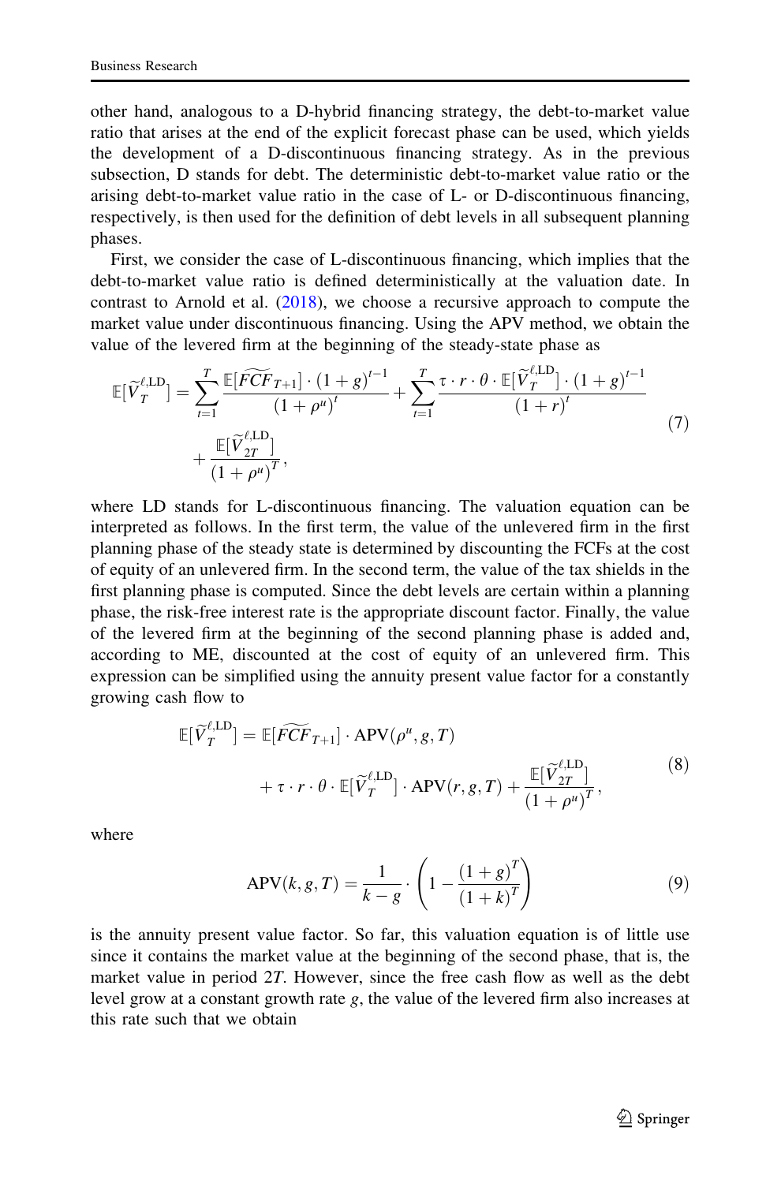other hand, analogous to a D-hybrid financing strategy, the debt-to-market value ratio that arises at the end of the explicit forecast phase can be used, which yields the development of a D-discontinuous financing strategy. As in the previous subsection, D stands for debt. The deterministic debt-to-market value ratio or the arising debt-to-market value ratio in the case of L- or D-discontinuous financing, respectively, is then used for the definition of debt levels in all subsequent planning phases.

First, we consider the case of L-discontinuous financing, which implies that the debt-to-market value ratio is defined deterministically at the valuation date. In contrast to Arnold et al. (2018), we choose a recursive approach to compute the market value under discontinuous financing. Using the APV method, we obtain the value of the levered firm at the beginning of the steady-state phase as

$$\mathbb{E}[\widetilde{V}_T^{\ell,\mathrm{LD}}] = \sum_{t=1}^{T} \frac{\mathbb{E}[\widetilde{FCF}_{T+1}] \cdot (1+g)^{t-1}}{(1+\rho^u)^t} + \sum_{t=1}^{T} \frac{\tau \cdot r \cdot \theta \cdot \mathbb{E}[\widetilde{V}_T^{\ell,\mathrm{LD}}] \cdot (1+g)^{t-1}}{(1+r)^t} + \frac{\mathbb{E}[\widetilde{V}_{2T}^{\ell,\mathrm{LD}}]}{(1+\rho^u)^T}, \tag{7}$$

where LD stands for L-discontinuous financing. The valuation equation can be interpreted as follows. In the first term, the value of the unlevered firm in the first planning phase of the steady state is determined by discounting the FCFs at the cost of equity of an unlevered firm. In the second term, the value of the tax shields in the first planning phase is computed. Since the debt levels are certain within a planning phase, the risk-free interest rate is the appropriate discount factor. Finally, the value of the levered firm at the beginning of the second planning phase is added and, according to ME, discounted at the cost of equity of an unlevered firm. This expression can be simplified using the annuity present value factor for a constantly growing cash flow to

$$\mathbb{E}[\widetilde{V}_T^{\ell,\mathrm{LD}}] = \mathbb{E}[\widetilde{FCF}_{T+1}] \cdot \mathrm{APV}(\rho^u, g, T) + \tau \cdot r \cdot \theta \cdot \mathbb{E}[\widetilde{V}_T^{\ell,\mathrm{LD}}] \cdot \mathrm{APV}(r, g, T) + \frac{\mathbb{E}[\widetilde{V}_{2T}^{\ell,\mathrm{LD}}]}{(1+\rho^u)^T}, \tag{8}$$

where

$$\mathrm{APV}(k, g, T) = \frac{1}{k-g} \cdot \left(1 - \frac{(1+g)^T}{(1+k)^T}\right) \tag{9}$$

is the annuity present value factor. So far, this valuation equation is of little use since it contains the market value at the beginning of the second phase, that is, the market value in period $2T$. However, since the free cash flow as well as the debt level grow at a constant growth rate $g$, the value of the levered firm also increases at this rate such that we obtain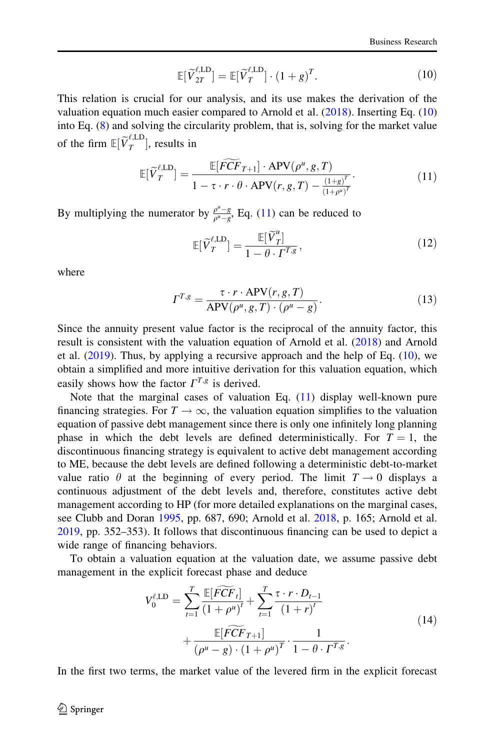$$\mathbb{E}[\widetilde{V}_{2T}^{\ell,\mathrm{LD}}] = \mathbb{E}[\widetilde{V}_{T}^{\ell,\mathrm{LD}}] \cdot (1+g)^{T}. \tag{10}$$

This relation is crucial for our analysis, and its use makes the derivation of the valuation equation much easier compared to Arnold et al. (2018). Inserting Eq. (10) into Eq. (8) and solving the circularity problem, that is, solving for the market value of the firm $\mathbb{E}[\widetilde{V}_{T}^{\ell,\mathrm{LD}}]$, results in

$$\mathbb{E}[\widetilde{V}_{T}^{\ell,\mathrm{LD}}] = \frac{\mathbb{E}[\widetilde{FCF}_{T+1}] \cdot \mathrm{APV}(\rho^{u}, g, T)}{1 - \tau \cdot r \cdot \theta \cdot \mathrm{APV}(r, g, T) - \frac{(1+g)^{T}}{(1+\rho^{u})^{T}}}. \tag{11}$$

By multiplying the numerator by $\frac{\rho^{u}-g}{\rho^{u}-g}$, Eq. (11) can be reduced to

$$\mathbb{E}[\widetilde{V}_{T}^{\ell,\mathrm{LD}}] = \frac{\mathbb{E}[\widetilde{V}_{T}^{u}]}{1 - \theta \cdot \Gamma^{T,g}}, \tag{12}$$

where

$$\Gamma^{T,g} = \frac{\tau \cdot r \cdot \mathrm{APV}(r, g, T)}{\mathrm{APV}(\rho^{u}, g, T) \cdot (\rho^{u} - g)}. \tag{13}$$

Since the annuity present value factor is the reciprocal of the annuity factor, this result is consistent with the valuation equation of Arnold et al. (2018) and Arnold et al. (2019). Thus, by applying a recursive approach and the help of Eq. (10), we obtain a simplified and more intuitive derivation for this valuation equation, which easily shows how the factor $\Gamma^{T,g}$ is derived.

Note that the marginal cases of valuation Eq. (11) display well-known pure financing strategies. For $T \to \infty$, the valuation equation simplifies to the valuation equation of passive debt management since there is only one infinitely long planning phase in which the debt levels are defined deterministically. For $T = 1$, the discontinuous financing strategy is equivalent to active debt management according to ME, because the debt levels are defined following a deterministic debt-to-market value ratio $\theta$ at the beginning of every period. The limit $T \to 0$ displays a continuous adjustment of the debt levels and, therefore, constitutes active debt management according to HP (for more detailed explanations on the marginal cases, see Clubb and Doran 1995, pp. 687, 690; Arnold et al. 2018, p. 165; Arnold et al. 2019, pp. 352–353). It follows that discontinuous financing can be used to depict a wide range of financing behaviors.

To obtain a valuation equation at the valuation date, we assume passive debt management in the explicit forecast phase and deduce

$$V_{0}^{\ell,\mathrm{LD}} = \sum_{t=1}^{T} \frac{\mathbb{E}[\widetilde{FCF}_{t}]}{(1+\rho^{u})^{t}} + \sum_{t=1}^{T} \frac{\tau \cdot r \cdot D_{t-1}}{(1+r)^{t}} + \frac{\mathbb{E}[\widetilde{FCF}_{T+1}]}{(\rho^{u}-g) \cdot (1+\rho^{u})^{T}} \cdot \frac{1}{1 - \theta \cdot \Gamma^{T,g}}. \tag{14}$$

In the first two terms, the market value of the levered firm in the explicit forecast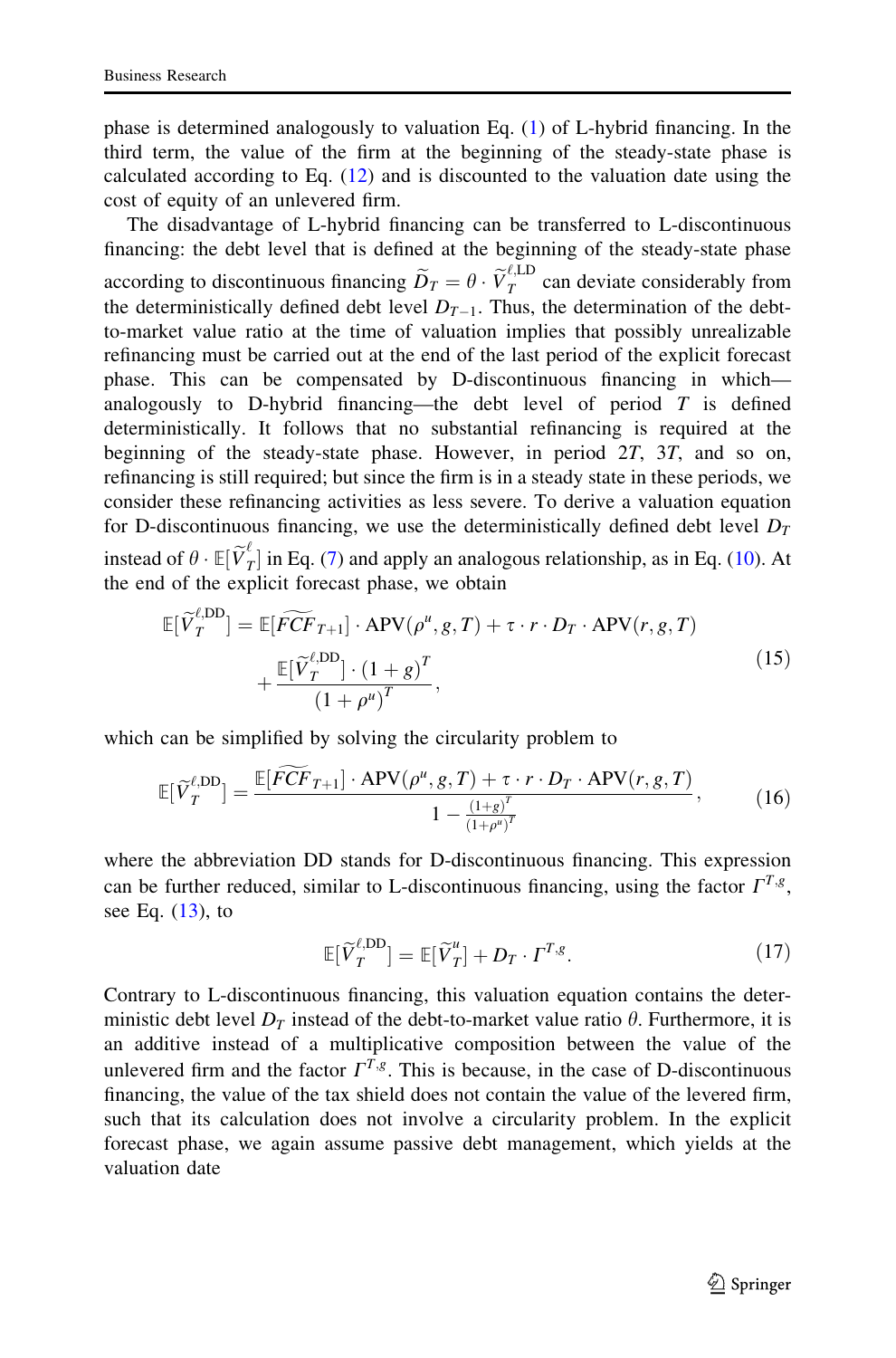phase is determined analogously to valuation Eq. (1) of L-hybrid financing. In the third term, the value of the firm at the beginning of the steady-state phase is calculated according to Eq. (12) and is discounted to the valuation date using the cost of equity of an unlevered firm.

The disadvantage of L-hybrid financing can be transferred to L-discontinuous financing: the debt level that is defined at the beginning of the steady-state phase according to discontinuous financing $\widetilde{D}_T = \theta \cdot \widetilde{V}_T^{\ell,\mathrm{LD}}$ can deviate considerably from the deterministically defined debt level $D_{T-1}$. Thus, the determination of the debt-to-market value ratio at the time of valuation implies that possibly unrealizable refinancing must be carried out at the end of the last period of the explicit forecast phase. This can be compensated by D-discontinuous financing in which—analogously to D-hybrid financing—the debt level of period $T$ is defined deterministically. It follows that no substantial refinancing is required at the beginning of the steady-state phase. However, in period $2T$, $3T$, and so on, refinancing is still required; but since the firm is in a steady state in these periods, we consider these refinancing activities as less severe. To derive a valuation equation for D-discontinuous financing, we use the deterministically defined debt level $D_T$ instead of $\theta \cdot \mathbb{E}[\widetilde{V}_T^{\ell}]$ in Eq. (7) and apply an analogous relationship, as in Eq. (10). At the end of the explicit forecast phase, we obtain

$$
\mathbb{E}[\widetilde{V}_T^{\ell,\mathrm{DD}}] = \mathbb{E}[\widetilde{FCF}_{T+1}] \cdot \mathrm{APV}(\rho^u, g, T) + \tau \cdot r \cdot D_T \cdot \mathrm{APV}(r, g, T) + \frac{\mathbb{E}[\widetilde{V}_T^{\ell,\mathrm{DD}}] \cdot (1+g)^T}{(1+\rho^u)^T}, \tag{15}
$$

which can be simplified by solving the circularity problem to

$$
\mathbb{E}[\widetilde{V}_T^{\ell,\mathrm{DD}}] = \frac{\mathbb{E}[\widetilde{FCF}_{T+1}] \cdot \mathrm{APV}(\rho^u, g, T) + \tau \cdot r \cdot D_T \cdot \mathrm{APV}(r, g, T)}{1 - \frac{(1+g)^T}{(1+\rho^u)^T}}, \tag{16}
$$

where the abbreviation DD stands for D-discontinuous financing. This expression can be further reduced, similar to L-discontinuous financing, using the factor $\Gamma^{T,g}$, see Eq. (13), to

$$
\mathbb{E}[\widetilde{V}_T^{\ell,\mathrm{DD}}] = \mathbb{E}[\widetilde{V}_T^{u}] + D_T \cdot \Gamma^{T,g}. \tag{17}
$$

Contrary to L-discontinuous financing, this valuation equation contains the deterministic debt level $D_T$ instead of the debt-to-market value ratio $\theta$. Furthermore, it is an additive instead of a multiplicative composition between the value of the unlevered firm and the factor $\Gamma^{T,g}$. This is because, in the case of D-discontinuous financing, the value of the tax shield does not contain the value of the levered firm, such that its calculation does not involve a circularity problem. In the explicit forecast phase, we again assume passive debt management, which yields at the valuation date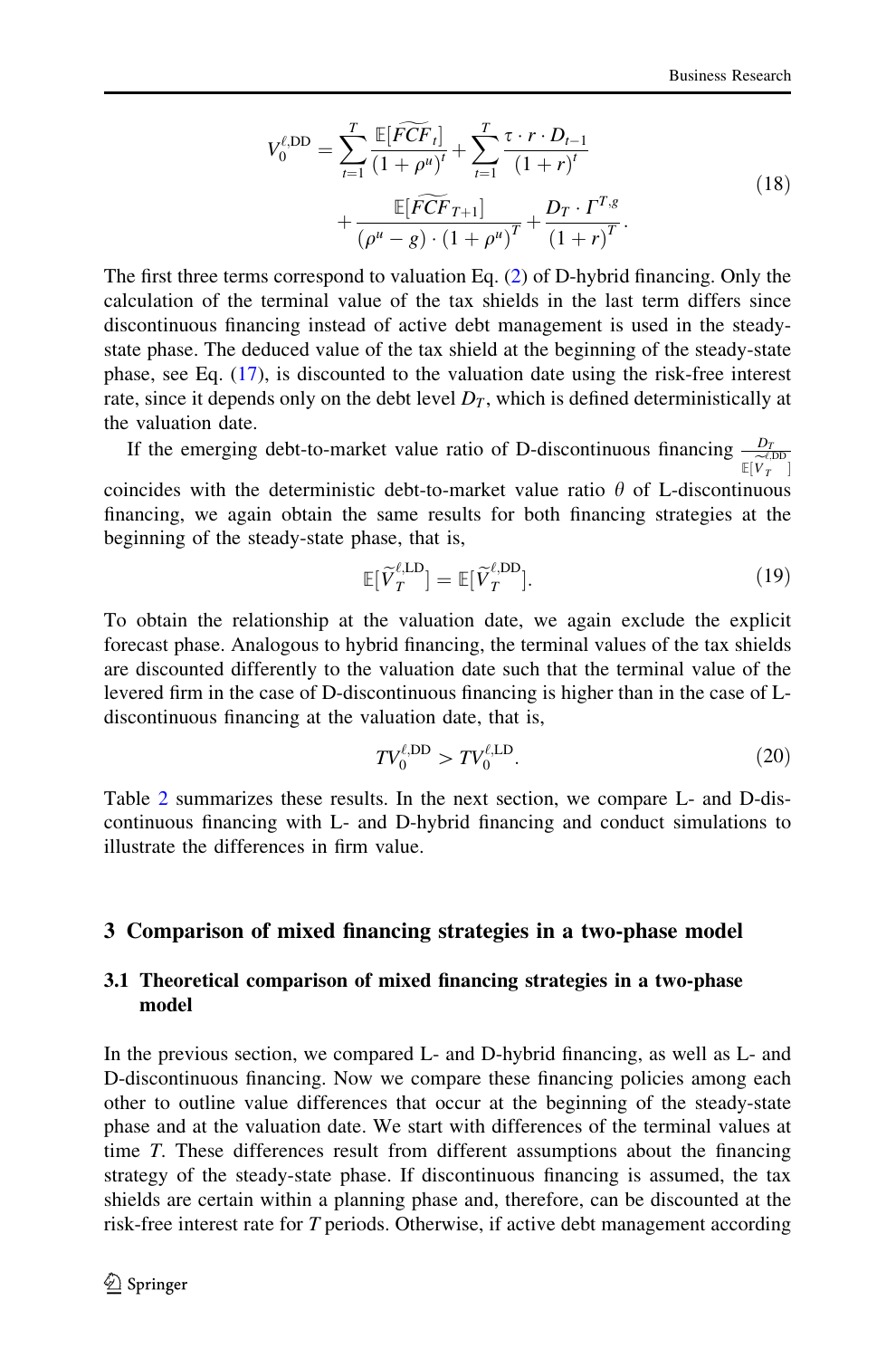$$V_0^{\ell,\mathrm{DD}} = \sum_{t=1}^{T} \frac{\mathbb{E}[\widetilde{FCF}_t]}{(1+\rho^u)^t} + \sum_{t=1}^{T} \frac{\tau \cdot r \cdot D_{t-1}}{(1+r)^t} + \frac{\mathbb{E}[\widetilde{FCF}_{T+1}]}{(\rho^u - g)\cdot(1+\rho^u)^T} + \frac{D_T \cdot \Gamma^{T,g}}{(1+r)^T}. \tag{18}$$

The first three terms correspond to valuation Eq. (2) of D-hybrid financing. Only the calculation of the terminal value of the tax shields in the last term differs since discontinuous financing instead of active debt management is used in the steady-state phase. The deduced value of the tax shield at the beginning of the steady-state phase, see Eq. (17), is discounted to the valuation date using the risk-free interest rate, since it depends only on the debt level $D_T$, which is defined deterministically at the valuation date.

If the emerging debt-to-market value ratio of D-discontinuous financing $\frac{D_T}{\mathbb{E}[\widetilde{V}_T^{\ell,\mathrm{DD}}]}$ coincides with the deterministic debt-to-market value ratio $\theta$ of L-discontinuous financing, we again obtain the same results for both financing strategies at the beginning of the steady-state phase, that is,

$$\mathbb{E}[\widetilde{V}_T^{\ell,\mathrm{LD}}] = \mathbb{E}[\widetilde{V}_T^{\ell,\mathrm{DD}}]. \tag{19}$$

To obtain the relationship at the valuation date, we again exclude the explicit forecast phase. Analogous to hybrid financing, the terminal values of the tax shields are discounted differently to the valuation date such that the terminal value of the levered firm in the case of D-discontinuous financing is higher than in the case of L-discontinuous financing at the valuation date, that is,

$$TV_0^{\ell,\mathrm{DD}} > TV_0^{\ell,\mathrm{LD}}. \tag{20}$$

Table 2 summarizes these results. In the next section, we compare L- and D-discontinuous financing with L- and D-hybrid financing and conduct simulations to illustrate the differences in firm value.

## 3 Comparison of mixed financing strategies in a two-phase model

### 3.1 Theoretical comparison of mixed financing strategies in a two-phase model

In the previous section, we compared L- and D-hybrid financing, as well as L- and D-discontinuous financing. Now we compare these financing policies among each other to outline value differences that occur at the beginning of the steady-state phase and at the valuation date. We start with differences of the terminal values at time $T$. These differences result from different assumptions about the financing strategy of the steady-state phase. If discontinuous financing is assumed, the tax shields are certain within a planning phase and, therefore, can be discounted at the risk-free interest rate for $T$ periods. Otherwise, if active debt management according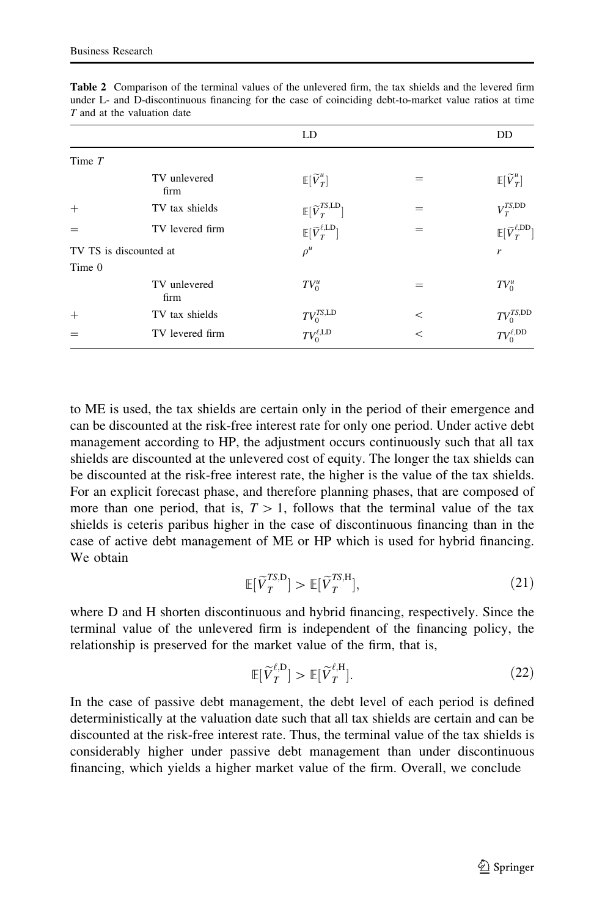**Table 2** Comparison of the terminal values of the unlevered firm, the tax shields and the levered firm under L- and D-discontinuous financing for the case of coinciding debt-to-market value ratios at time $T$ and at the valuation date

| | | LD | | DD |
|---|---|---|---|---|
| Time $T$ | | | | |
| | TV unlevered firm | $\mathbb{E}[\widetilde{V}_T^u]$ | $=$ | $\mathbb{E}[\widetilde{V}_T^u]$ |
| $+$ | TV tax shields | $\mathbb{E}[\widetilde{V}_T^{TS,\text{LD}}]$ | $=$ | $V_T^{TS,\text{DD}}$ |
| $=$ | TV levered firm | $\mathbb{E}[\widetilde{V}_T^{\ell,\text{LD}}]$ | $=$ | $\mathbb{E}[\widetilde{V}_T^{\ell,\text{DD}}]$ |
| TV TS is discounted at | | $\rho^u$ | | $r$ |
| Time 0 | | | | |
| | TV unlevered firm | $TV_0^u$ | $=$ | $TV_0^u$ |
| $+$ | TV tax shields | $TV_0^{TS,\text{LD}}$ | $<$ | $TV_0^{TS,\text{DD}}$ |
| $=$ | TV levered firm | $TV_0^{\ell,\text{LD}}$ | $<$ | $TV_0^{\ell,\text{DD}}$ |

to ME is used, the tax shields are certain only in the period of their emergence and can be discounted at the risk-free interest rate for only one period. Under active debt management according to HP, the adjustment occurs continuously such that all tax shields are discounted at the unlevered cost of equity. The longer the tax shields can be discounted at the risk-free interest rate, the higher is the value of the tax shields. For an explicit forecast phase, and therefore planning phases, that are composed of more than one period, that is, $T > 1$, follows that the terminal value of the tax shields is ceteris paribus higher in the case of discontinuous financing than in the case of active debt management of ME or HP which is used for hybrid financing. We obtain

$$\mathbb{E}[\widetilde{V}_T^{TS,\text{D}}] > \mathbb{E}[\widetilde{V}_T^{TS,\text{H}}], \tag{21}$$

where D and H shorten discontinuous and hybrid financing, respectively. Since the terminal value of the unlevered firm is independent of the financing policy, the relationship is preserved for the market value of the firm, that is,

$$\mathbb{E}[\widetilde{V}_T^{\ell,\text{D}}] > \mathbb{E}[\widetilde{V}_T^{\ell,\text{H}}]. \tag{22}$$

In the case of passive debt management, the debt level of each period is defined deterministically at the valuation date such that all tax shields are certain and can be discounted at the risk-free interest rate. Thus, the terminal value of the tax shields is considerably higher under passive debt management than under discontinuous financing, which yields a higher market value of the firm. Overall, we conclude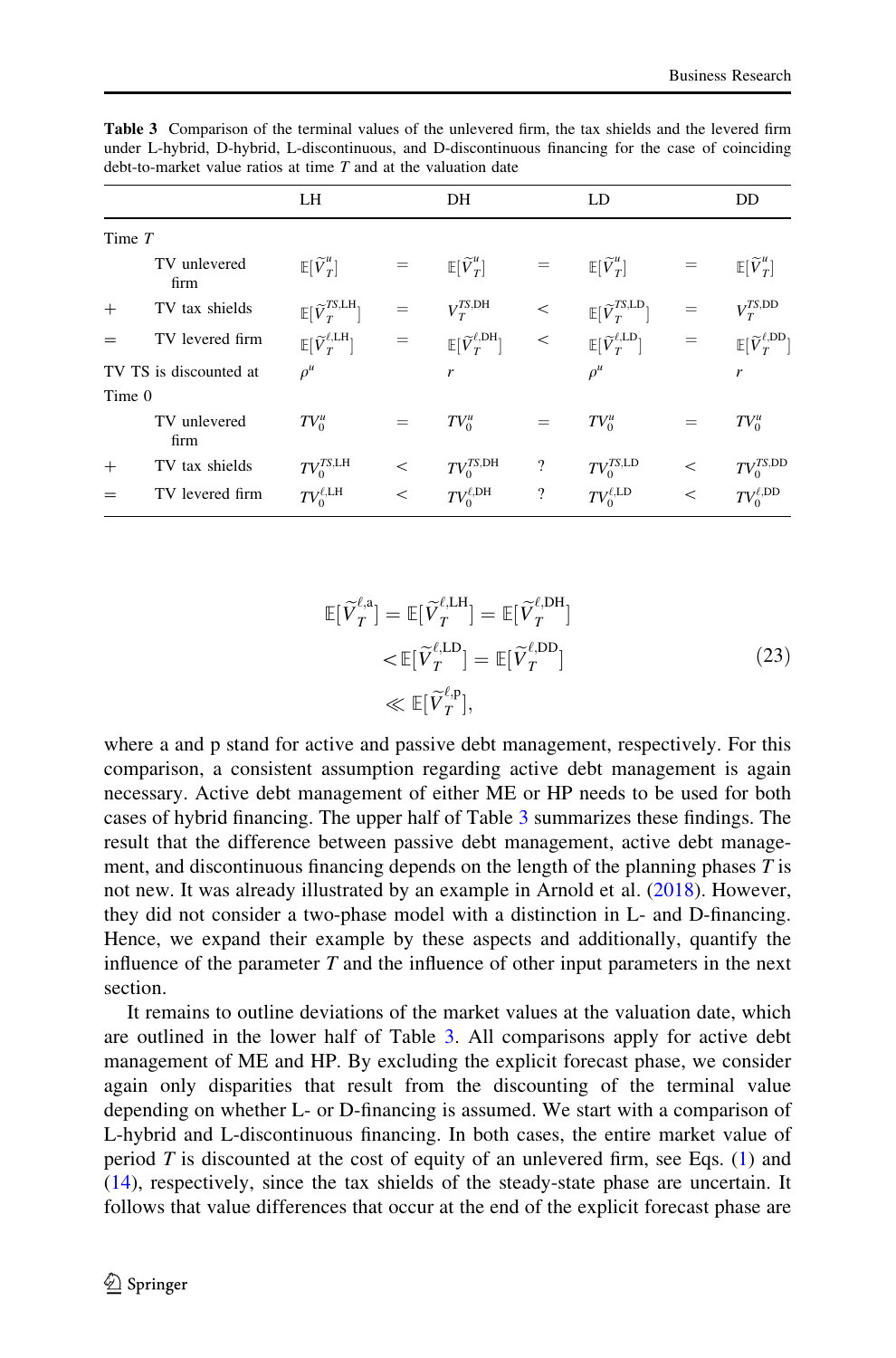**Table 3** Comparison of the terminal values of the unlevered firm, the tax shields and the levered firm under L-hybrid, D-hybrid, L-discontinuous, and D-discontinuous financing for the case of coinciding debt-to-market value ratios at time $T$ and at the valuation date

| | | LH | | DH | | LD | | DD |
|---|---|---|---|---|---|---|---|---|
| Time $T$ | | | | | | | | |
| | TV unlevered firm | $\mathbb{E}[\widetilde{V}_T^u]$ | $=$ | $\mathbb{E}[\widetilde{V}_T^u]$ | $=$ | $\mathbb{E}[\widetilde{V}_T^u]$ | $=$ | $\mathbb{E}[\widetilde{V}_T^u]$ |
| $+$ | TV tax shields | $\mathbb{E}[\widetilde{V}_T^{TS,\text{LH}}]$ | $=$ | $V_T^{TS,\text{DH}}$ | $<$ | $\mathbb{E}[\widetilde{V}_T^{TS,\text{LD}}]$ | $=$ | $V_T^{TS,\text{DD}}$ |
| $=$ | TV levered firm | $\mathbb{E}[\widetilde{V}_T^{\ell,\text{LH}}]$ | $=$ | $\mathbb{E}[\widetilde{V}_T^{\ell,\text{DH}}]$ | $<$ | $\mathbb{E}[\widetilde{V}_T^{\ell,\text{LD}}]$ | $=$ | $\mathbb{E}[\widetilde{V}_T^{\ell,\text{DD}}]$ |
| TV TS is discounted at | | $\rho^u$ | | $r$ | | $\rho^u$ | | $r$ |
| Time 0 | | | | | | | | |
| | TV unlevered firm | $TV_0^u$ | $=$ | $TV_0^u$ | $=$ | $TV_0^u$ | $=$ | $TV_0^u$ |
| $+$ | TV tax shields | $TV_0^{TS,\text{LH}}$ | $<$ | $TV_0^{TS,\text{DH}}$ | ? | $TV_0^{TS,\text{LD}}$ | $<$ | $TV_0^{TS,\text{DD}}$ |
| $=$ | TV levered firm | $TV_0^{\ell,\text{LH}}$ | $<$ | $TV_0^{\ell,\text{DH}}$ | ? | $TV_0^{\ell,\text{LD}}$ | $<$ | $TV_0^{\ell,\text{DD}}$ |

$$
\begin{aligned}
\mathbb{E}[\widetilde{V}_T^{\ell,\text{a}}] = \mathbb{E}[\widetilde{V}_T^{\ell,\text{LH}}] &= \mathbb{E}[\widetilde{V}_T^{\ell,\text{DH}}] \\
&< \mathbb{E}[\widetilde{V}_T^{\ell,\text{LD}}] = \mathbb{E}[\widetilde{V}_T^{\ell,\text{DD}}] \\
&\ll \mathbb{E}[\widetilde{V}_T^{\ell,\text{p}}],
\end{aligned}
\tag{23}
$$

where a and p stand for active and passive debt management, respectively. For this comparison, a consistent assumption regarding active debt management is again necessary. Active debt management of either ME or HP needs to be used for both cases of hybrid financing. The upper half of Table 3 summarizes these findings. The result that the difference between passive debt management, active debt management, and discontinuous financing depends on the length of the planning phases $T$ is not new. It was already illustrated by an example in Arnold et al. (2018). However, they did not consider a two-phase model with a distinction in L- and D-financing. Hence, we expand their example by these aspects and additionally, quantify the influence of the parameter $T$ and the influence of other input parameters in the next section.

It remains to outline deviations of the market values at the valuation date, which are outlined in the lower half of Table 3. All comparisons apply for active debt management of ME and HP. By excluding the explicit forecast phase, we consider again only disparities that result from the discounting of the terminal value depending on whether L- or D-financing is assumed. We start with a comparison of L-hybrid and L-discontinuous financing. In both cases, the entire market value of period $T$ is discounted at the cost of equity of an unlevered firm, see Eqs. (1) and (14), respectively, since the tax shields of the steady-state phase are uncertain. It follows that value differences that occur at the end of the explicit forecast phase are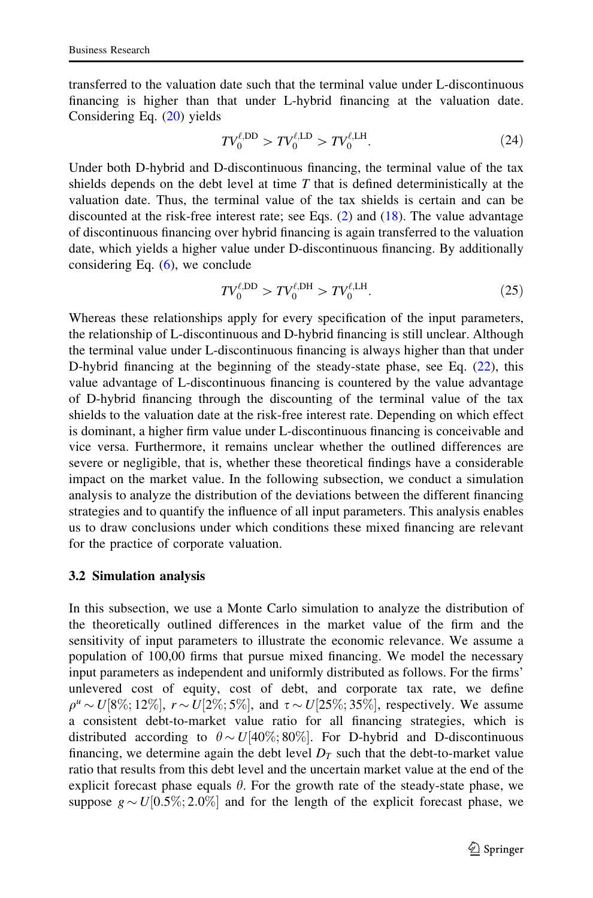transferred to the valuation date such that the terminal value under L-discontinuous financing is higher than that under L-hybrid financing at the valuation date. Considering Eq. (20) yields

$$TV_0^{\ell,\text{DD}} > TV_0^{\ell,\text{LD}} > TV_0^{\ell,\text{LH}}. \tag{24}$$

Under both D-hybrid and D-discontinuous financing, the terminal value of the tax shields depends on the debt level at time $T$ that is defined deterministically at the valuation date. Thus, the terminal value of the tax shields is certain and can be discounted at the risk-free interest rate; see Eqs. (2) and (18). The value advantage of discontinuous financing over hybrid financing is again transferred to the valuation date, which yields a higher value under D-discontinuous financing. By additionally considering Eq. (6), we conclude

$$TV_0^{\ell,\text{DD}} > TV_0^{\ell,\text{DH}} > TV_0^{\ell,\text{LH}}. \tag{25}$$

Whereas these relationships apply for every specification of the input parameters, the relationship of L-discontinuous and D-hybrid financing is still unclear. Although the terminal value under L-discontinuous financing is always higher than that under D-hybrid financing at the beginning of the steady-state phase, see Eq. (22), this value advantage of L-discontinuous financing is countered by the value advantage of D-hybrid financing through the discounting of the terminal value of the tax shields to the valuation date at the risk-free interest rate. Depending on which effect is dominant, a higher firm value under L-discontinuous financing is conceivable and vice versa. Furthermore, it remains unclear whether the outlined differences are severe or negligible, that is, whether these theoretical findings have a considerable impact on the market value. In the following subsection, we conduct a simulation analysis to analyze the distribution of the deviations between the different financing strategies and to quantify the influence of all input parameters. This analysis enables us to draw conclusions under which conditions these mixed financing are relevant for the practice of corporate valuation.

### 3.2 Simulation analysis

In this subsection, we use a Monte Carlo simulation to analyze the distribution of the theoretically outlined differences in the market value of the firm and the sensitivity of input parameters to illustrate the economic relevance. We assume a population of 100,00 firms that pursue mixed financing. We model the necessary input parameters as independent and uniformly distributed as follows. For the firms' unlevered cost of equity, cost of debt, and corporate tax rate, we define $\rho^u \sim U[8\%; 12\%]$, $r \sim U[2\%; 5\%]$, and $\tau \sim U[25\%; 35\%]$, respectively. We assume a consistent debt-to-market value ratio for all financing strategies, which is distributed according to $\theta \sim U[40\%; 80\%]$. For D-hybrid and D-discontinuous financing, we determine again the debt level $D_T$ such that the debt-to-market value ratio that results from this debt level and the uncertain market value at the end of the explicit forecast phase equals $\theta$. For the growth rate of the steady-state phase, we suppose $g \sim U[0.5\%; 2.0\%]$ and for the length of the explicit forecast phase, we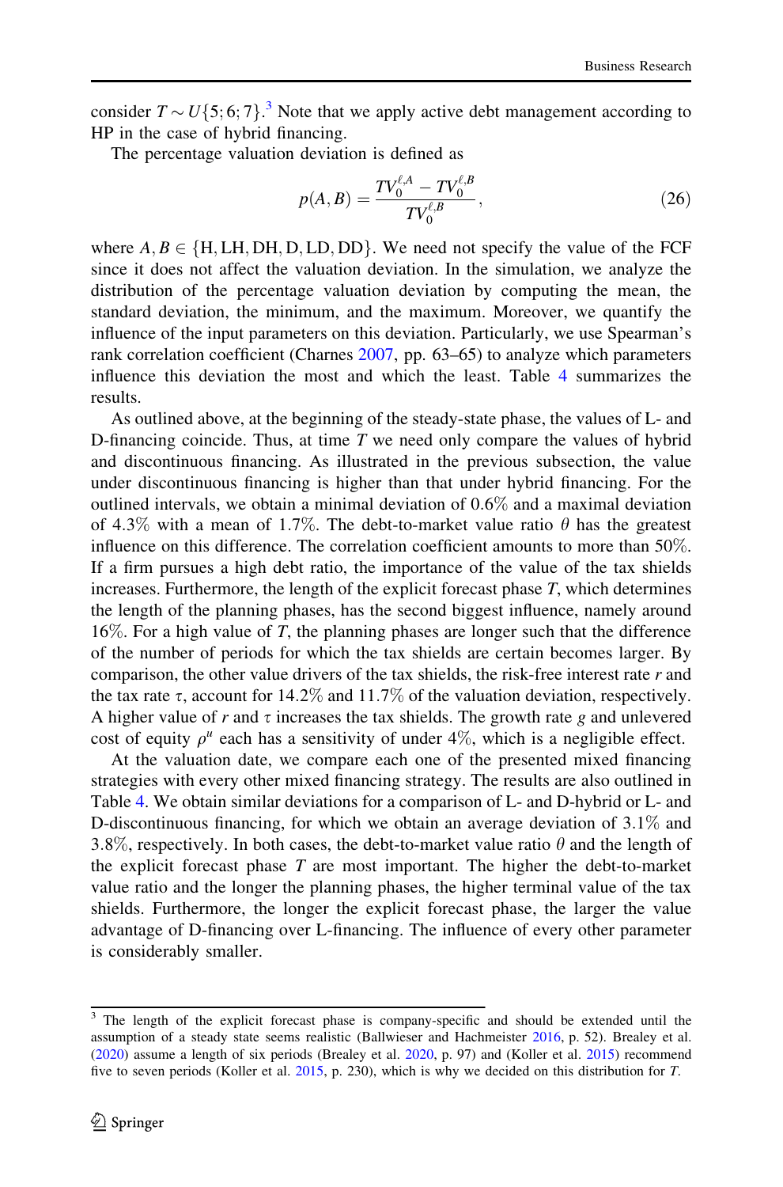consider $T \sim U\{5;6;7\}$.[3] Note that we apply active debt management according to HP in the case of hybrid financing.

The percentage valuation deviation is defined as

$$p(A,B) = \frac{TV_0^{\ell,A} - TV_0^{\ell,B}}{TV_0^{\ell,B}}, \tag{26}$$

where $A, B \in \{\text{H}, \text{LH}, \text{DH}, \text{D}, \text{LD}, \text{DD}\}$. We need not specify the value of the FCF since it does not affect the valuation deviation. In the simulation, we analyze the distribution of the percentage valuation deviation by computing the mean, the standard deviation, the minimum, and the maximum. Moreover, we quantify the influence of the input parameters on this deviation. Particularly, we use Spearman's rank correlation coefficient (Charnes 2007, pp. 63–65) to analyze which parameters influence this deviation the most and which the least. Table 4 summarizes the results.

As outlined above, at the beginning of the steady-state phase, the values of L- and D-financing coincide. Thus, at time $T$ we need only compare the values of hybrid and discontinuous financing. As illustrated in the previous subsection, the value under discontinuous financing is higher than that under hybrid financing. For the outlined intervals, we obtain a minimal deviation of 0.6% and a maximal deviation of 4.3% with a mean of 1.7%. The debt-to-market value ratio $\theta$ has the greatest influence on this difference. The correlation coefficient amounts to more than 50%. If a firm pursues a high debt ratio, the importance of the value of the tax shields increases. Furthermore, the length of the explicit forecast phase $T$, which determines the length of the planning phases, has the second biggest influence, namely around 16%. For a high value of $T$, the planning phases are longer such that the difference of the number of periods for which the tax shields are certain becomes larger. By comparison, the other value drivers of the tax shields, the risk-free interest rate $r$ and the tax rate $\tau$, account for 14.2% and 11.7% of the valuation deviation, respectively. A higher value of $r$ and $\tau$ increases the tax shields. The growth rate $g$ and unlevered cost of equity $\rho^u$ each has a sensitivity of under 4%, which is a negligible effect.

At the valuation date, we compare each one of the presented mixed financing strategies with every other mixed financing strategy. The results are also outlined in Table 4. We obtain similar deviations for a comparison of L- and D-hybrid or L- and D-discontinuous financing, for which we obtain an average deviation of 3.1% and 3.8%, respectively. In both cases, the debt-to-market value ratio $\theta$ and the length of the explicit forecast phase $T$ are most important. The higher the debt-to-market value ratio and the longer the planning phases, the higher terminal value of the tax shields. Furthermore, the longer the explicit forecast phase, the larger the value advantage of D-financing over L-financing. The influence of every other parameter is considerably smaller.

[3] The length of the explicit forecast phase is company-specific and should be extended until the assumption of a steady state seems realistic (Ballwieser and Hachmeister 2016, p. 52). Brealey et al. (2020) assume a length of six periods (Brealey et al. 2020, p. 97) and (Koller et al. 2015) recommend five to seven periods (Koller et al. 2015, p. 230), which is why we decided on this distribution for $T$.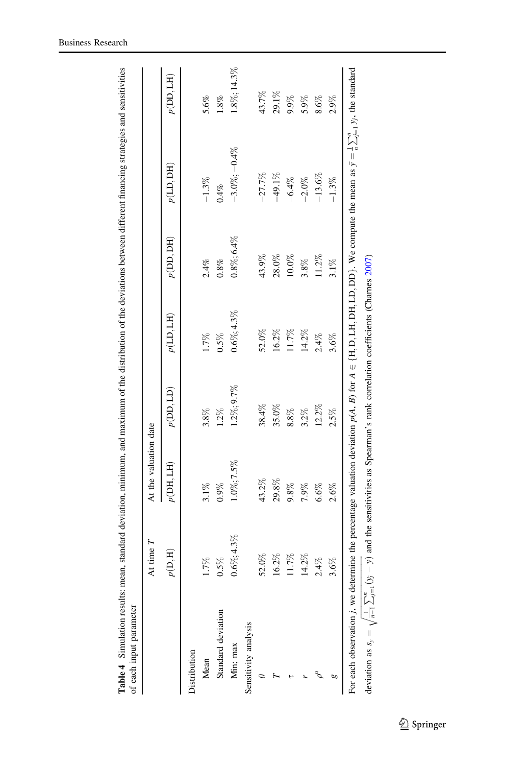**Table 4** Simulation results: mean, standard deviation, minimum, and maximum of the distribution of the deviations between different financing strategies and sensitivities of each input parameter

| | At time $T$ | At the valuation date | | | | | |
|---|---|---|---|---|---|---|---|
| | $p(\text{D},\text{H})$ | $p(\text{DH},\text{LH})$ | $p(\text{DD},\text{LD})$ | $p(\text{LD},\text{LH})$ | $p(\text{DD},\text{DH})$ | $p(\text{LD},\text{DH})$ | $p(\text{DD},\text{LH})$ |
| Distribution | | | | | | | |
| Mean | 1.7% | 3.1% | 3.8% | 1.7% | 2.4% | −1.3% | 5.6% |
| Standard deviation | 0.5% | 0.9% | 1.2% | 0.5% | 0.8% | 0.4% | 1.8% |
| Min; max | 0.6%; 4.3% | 1.0%; 7.5% | 1.2%; 9.7% | 0.6%; 4.3% | 0.8%; 6.4% | −3.0%; −0.4% | 1.8%; 14.3% |
| Sensitivity analysis | | | | | | | |
| $\theta$ | 52.0% | 43.2% | 38.4% | 52.0% | 43.9% | −27.7% | 43.7% |
| $T$ | 16.2% | 29.8% | 35.0% | 16.2% | 28.0% | −49.1% | 29.1% |
| $\tau$ | 11.7% | 9.8% | 8.8% | 11.7% | 10.0% | −6.4% | 9.9% |
| $r$ | 14.2% | 7.9% | 3.2% | 14.2% | 3.8% | −2.0% | 5.9% |
| $\rho^u$ | 2.4% | 6.6% | 12.2% | 2.4% | 11.2% | −13.6% | 8.6% |
| $g$ | 3.6% | 2.6% | 2.5% | 3.6% | 3.1% | −1.3% | 2.9% |

For each observation $j$, we determine the percentage valuation deviation $p(A, B)$ for $A \in \{\text{H}, \text{D}, \text{LH}, \text{DH}, \text{LD}, \text{DD}\}$. We compute the mean as $\bar{y} = \frac{1}{n}\sum_{j=1}^{n} y_j$, the standard deviation as $s_y = \sqrt{\frac{1}{n-1}\sum_{j=1}^{n}(y_j - \bar{y})}$ and the sensitivities as Spearman's rank correlation coefficients (Charnes 2007)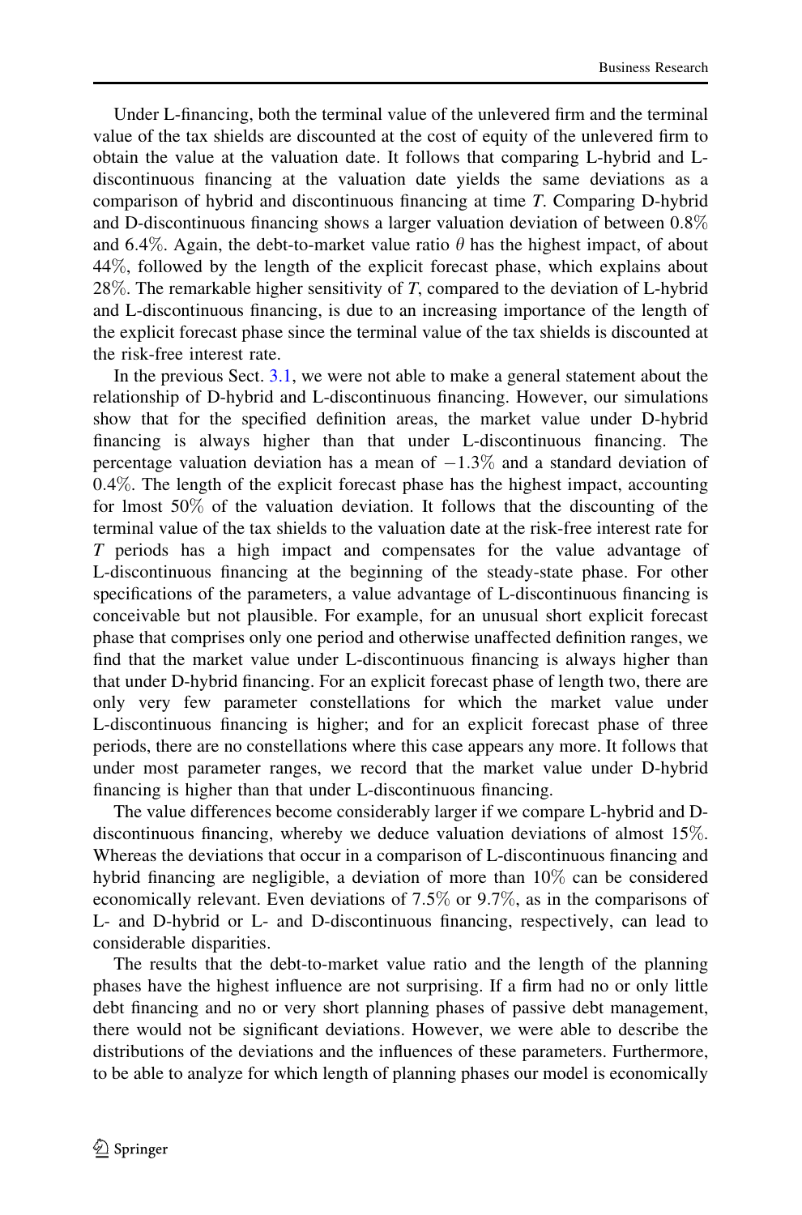Under L-financing, both the terminal value of the unlevered firm and the terminal value of the tax shields are discounted at the cost of equity of the unlevered firm to obtain the value at the valuation date. It follows that comparing L-hybrid and L-discontinuous financing at the valuation date yields the same deviations as a comparison of hybrid and discontinuous financing at time $T$. Comparing D-hybrid and D-discontinuous financing shows a larger valuation deviation of between 0.8% and 6.4%. Again, the debt-to-market value ratio $\theta$ has the highest impact, of about 44%, followed by the length of the explicit forecast phase, which explains about 28%. The remarkable higher sensitivity of $T$, compared to the deviation of L-hybrid and L-discontinuous financing, is due to an increasing importance of the length of the explicit forecast phase since the terminal value of the tax shields is discounted at the risk-free interest rate.

In the previous Sect. 3.1, we were not able to make a general statement about the relationship of D-hybrid and L-discontinuous financing. However, our simulations show that for the specified definition areas, the market value under D-hybrid financing is always higher than that under L-discontinuous financing. The percentage valuation deviation has a mean of $-1.3\%$ and a standard deviation of 0.4%. The length of the explicit forecast phase has the highest impact, accounting for lmost 50% of the valuation deviation. It follows that the discounting of the terminal value of the tax shields to the valuation date at the risk-free interest rate for $T$ periods has a high impact and compensates for the value advantage of L-discontinuous financing at the beginning of the steady-state phase. For other specifications of the parameters, a value advantage of L-discontinuous financing is conceivable but not plausible. For example, for an unusual short explicit forecast phase that comprises only one period and otherwise unaffected definition ranges, we find that the market value under L-discontinuous financing is always higher than that under D-hybrid financing. For an explicit forecast phase of length two, there are only very few parameter constellations for which the market value under L-discontinuous financing is higher; and for an explicit forecast phase of three periods, there are no constellations where this case appears any more. It follows that under most parameter ranges, we record that the market value under D-hybrid financing is higher than that under L-discontinuous financing.

The value differences become considerably larger if we compare L-hybrid and D-discontinuous financing, whereby we deduce valuation deviations of almost 15%. Whereas the deviations that occur in a comparison of L-discontinuous financing and hybrid financing are negligible, a deviation of more than 10% can be considered economically relevant. Even deviations of 7.5% or 9.7%, as in the comparisons of L- and D-hybrid or L- and D-discontinuous financing, respectively, can lead to considerable disparities.

The results that the debt-to-market value ratio and the length of the planning phases have the highest influence are not surprising. If a firm had no or only little debt financing and no or very short planning phases of passive debt management, there would not be significant deviations. However, we were able to describe the distributions of the deviations and the influences of these parameters. Furthermore, to be able to analyze for which length of planning phases our model is economically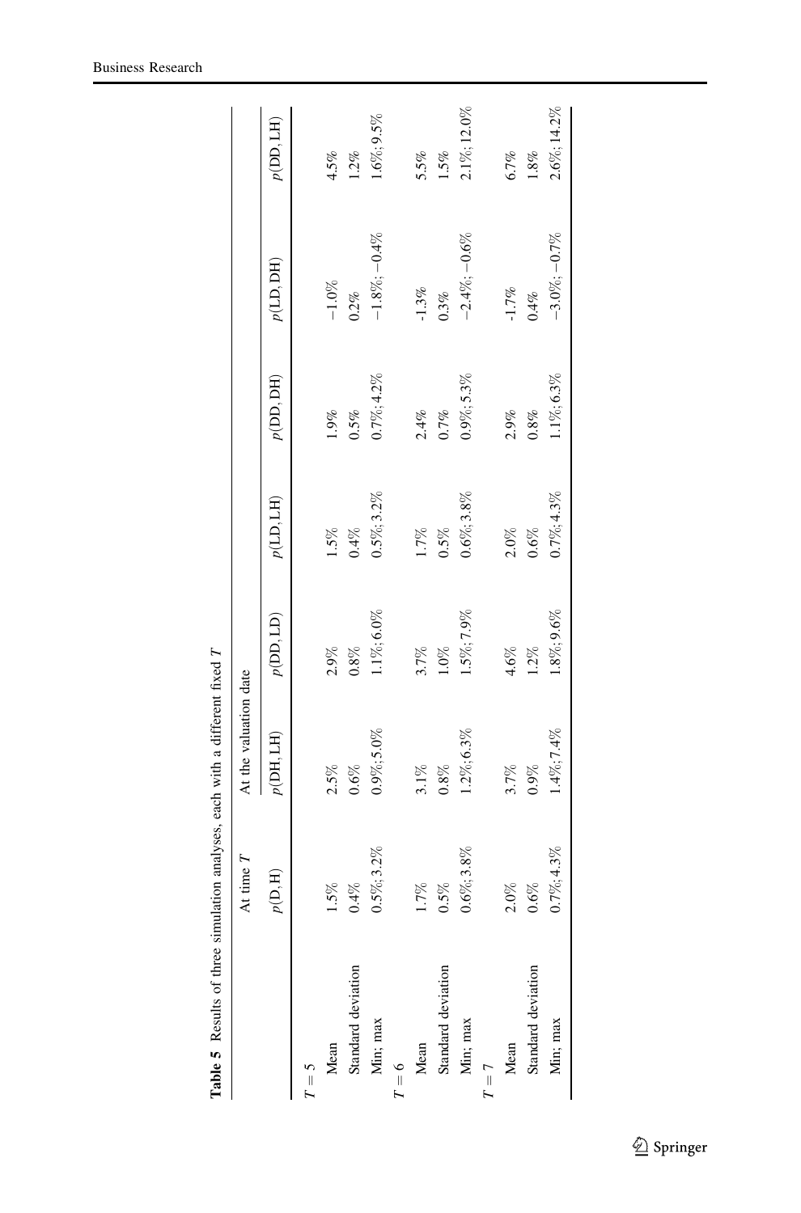**Table 5** Results of three simulation analyses, each with a different fixed $T$

| | At time $T$ | At the valuation date | | | | | |
|---|---|---|---|---|---|---|---|
| | $p(\text{D},\text{H})$ | $p(\text{DH},\text{LH})$ | $p(\text{DD},\text{LD})$ | $p(\text{LD},\text{LH})$ | $p(\text{DD},\text{DH})$ | $p(\text{LD},\text{DH})$ | $p(\text{DD},\text{LH})$ |
| $T=5$ | | | | | | | |
| Mean | 1.5% | 2.5% | 2.9% | 1.5% | 1.9% | −1.0% | 4.5% |
| Standard deviation | 0.4% | 0.6% | 0.8% | 0.4% | 0.5% | 0.2% | 1.2% |
| Min; max | 0.5%; 3.2% | 0.9%; 5.0% | 1.1%; 6.0% | 0.5%; 3.2% | 0.7%; 4.2% | −1.8%; −0.4% | 1.6%; 9.5% |
| $T=6$ | | | | | | | |
| Mean | 1.7% | 3.1% | 3.7% | 1.7% | 2.4% | -1.3% | 5.5% |
| Standard deviation | 0.5% | 0.8% | 1.0% | 0.5% | 0.7% | 0.3% | 1.5% |
| Min; max | 0.6%; 3.8% | 1.2%; 6.3% | 1.5%; 7.9% | 0.6%; 3.8% | 0.9%; 5.3% | −2.4%; −0.6% | 2.1%; 12.0% |
| $T=7$ | | | | | | | |
| Mean | 2.0% | 3.7% | 4.6% | 2.0% | 2.9% | -1.7% | 6.7% |
| Standard deviation | 0.6% | 0.9% | 1.2% | 0.6% | 0.8% | 0.4% | 1.8% |
| Min; max | 0.7%; 4.3% | 1.4%; 7.4% | 1.8%; 9.6% | 0.7%; 4.3% | 1.1%; 6.3% | −3.0%; −0.7% | 2.6%; 14.2% |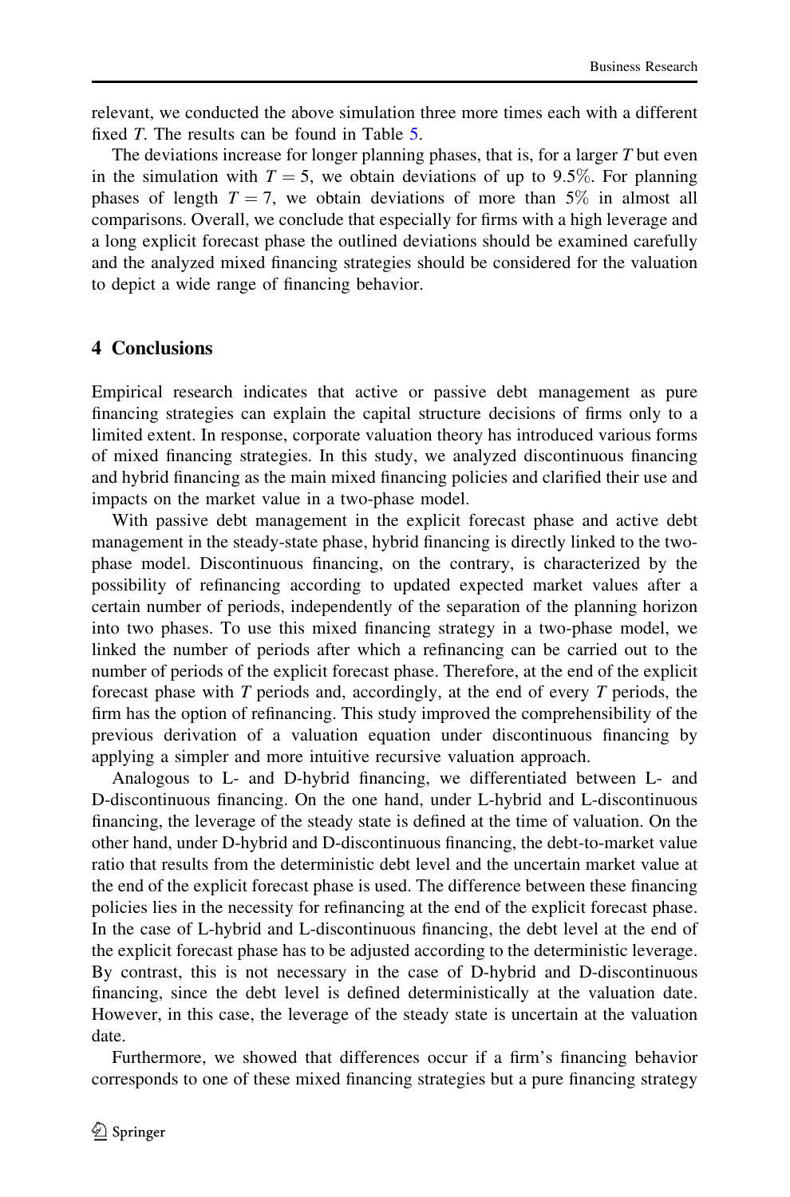relevant, we conducted the above simulation three more times each with a different fixed $T$. The results can be found in Table 5.

The deviations increase for longer planning phases, that is, for a larger $T$ but even in the simulation with $T = 5$, we obtain deviations of up to 9.5%. For planning phases of length $T = 7$, we obtain deviations of more than 5% in almost all comparisons. Overall, we conclude that especially for firms with a high leverage and a long explicit forecast phase the outlined deviations should be examined carefully and the analyzed mixed financing strategies should be considered for the valuation to depict a wide range of financing behavior.

## 4 Conclusions

Empirical research indicates that active or passive debt management as pure financing strategies can explain the capital structure decisions of firms only to a limited extent. In response, corporate valuation theory has introduced various forms of mixed financing strategies. In this study, we analyzed discontinuous financing and hybrid financing as the main mixed financing policies and clarified their use and impacts on the market value in a two-phase model.

With passive debt management in the explicit forecast phase and active debt management in the steady-state phase, hybrid financing is directly linked to the two-phase model. Discontinuous financing, on the contrary, is characterized by the possibility of refinancing according to updated expected market values after a certain number of periods, independently of the separation of the planning horizon into two phases. To use this mixed financing strategy in a two-phase model, we linked the number of periods after which a refinancing can be carried out to the number of periods of the explicit forecast phase. Therefore, at the end of the explicit forecast phase with $T$ periods and, accordingly, at the end of every $T$ periods, the firm has the option of refinancing. This study improved the comprehensibility of the previous derivation of a valuation equation under discontinuous financing by applying a simpler and more intuitive recursive valuation approach.

Analogous to L- and D-hybrid financing, we differentiated between L- and D-discontinuous financing. On the one hand, under L-hybrid and L-discontinuous financing, the leverage of the steady state is defined at the time of valuation. On the other hand, under D-hybrid and D-discontinuous financing, the debt-to-market value ratio that results from the deterministic debt level and the uncertain market value at the end of the explicit forecast phase is used. The difference between these financing policies lies in the necessity for refinancing at the end of the explicit forecast phase. In the case of L-hybrid and L-discontinuous financing, the debt level at the end of the explicit forecast phase has to be adjusted according to the deterministic leverage. By contrast, this is not necessary in the case of D-hybrid and D-discontinuous financing, since the debt level is defined deterministically at the valuation date. However, in this case, the leverage of the steady state is uncertain at the valuation date.

Furthermore, we showed that differences occur if a firm's financing behavior corresponds to one of these mixed financing strategies but a pure financing strategy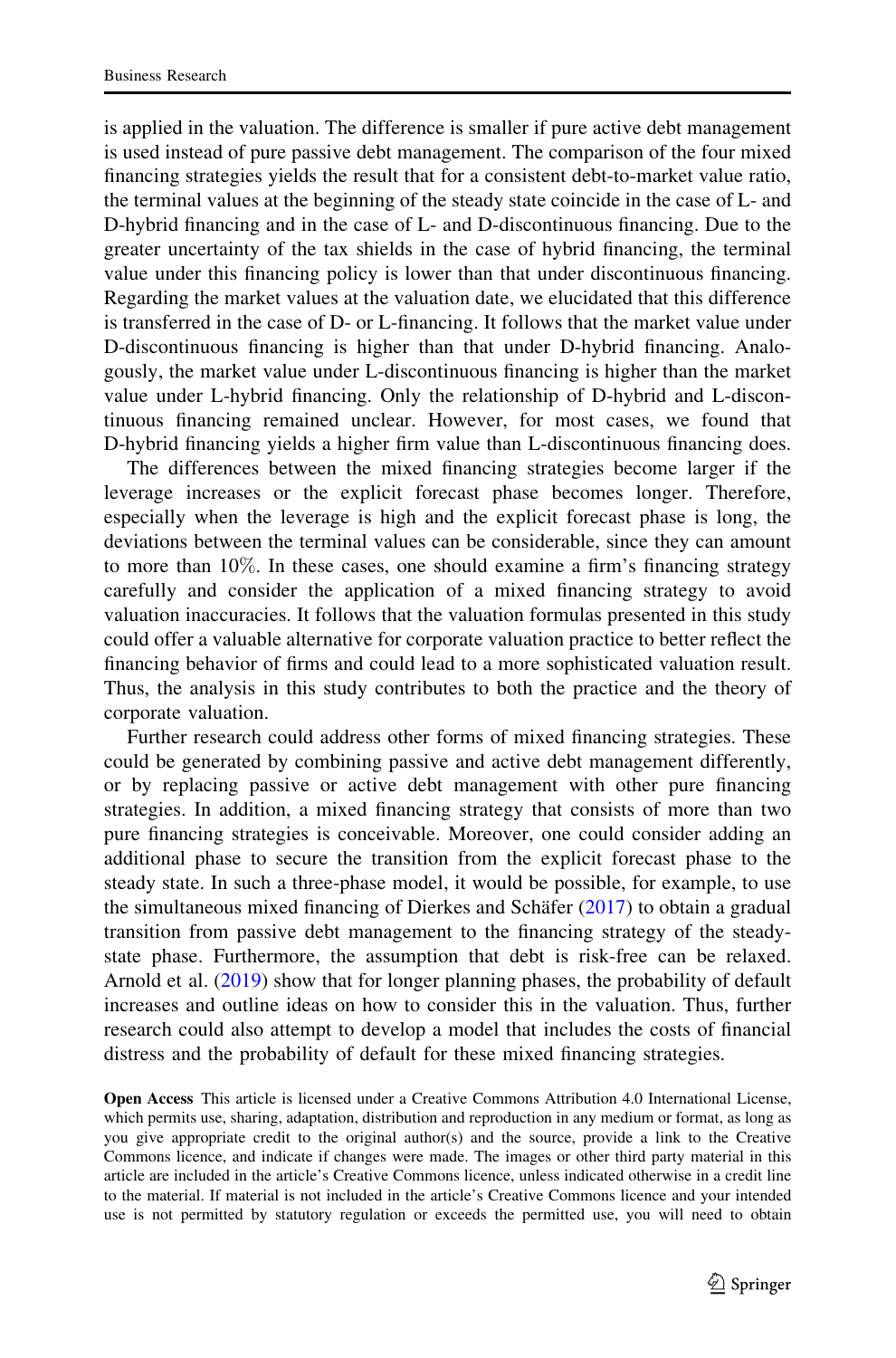is applied in the valuation. The difference is smaller if pure active debt management is used instead of pure passive debt management. The comparison of the four mixed financing strategies yields the result that for a consistent debt-to-market value ratio, the terminal values at the beginning of the steady state coincide in the case of L- and D-hybrid financing and in the case of L- and D-discontinuous financing. Due to the greater uncertainty of the tax shields in the case of hybrid financing, the terminal value under this financing policy is lower than that under discontinuous financing. Regarding the market values at the valuation date, we elucidated that this difference is transferred in the case of D- or L-financing. It follows that the market value under D-discontinuous financing is higher than that under D-hybrid financing. Analogously, the market value under L-discontinuous financing is higher than the market value under L-hybrid financing. Only the relationship of D-hybrid and L-discontinuous financing remained unclear. However, for most cases, we found that D-hybrid financing yields a higher firm value than L-discontinuous financing does.

The differences between the mixed financing strategies become larger if the leverage increases or the explicit forecast phase becomes longer. Therefore, especially when the leverage is high and the explicit forecast phase is long, the deviations between the terminal values can be considerable, since they can amount to more than 10%. In these cases, one should examine a firm's financing strategy carefully and consider the application of a mixed financing strategy to avoid valuation inaccuracies. It follows that the valuation formulas presented in this study could offer a valuable alternative for corporate valuation practice to better reflect the financing behavior of firms and could lead to a more sophisticated valuation result. Thus, the analysis in this study contributes to both the practice and the theory of corporate valuation.

Further research could address other forms of mixed financing strategies. These could be generated by combining passive and active debt management differently, or by replacing passive or active debt management with other pure financing strategies. In addition, a mixed financing strategy that consists of more than two pure financing strategies is conceivable. Moreover, one could consider adding an additional phase to secure the transition from the explicit forecast phase to the steady state. In such a three-phase model, it would be possible, for example, to use the simultaneous mixed financing of Dierkes and Schäfer (2017) to obtain a gradual transition from passive debt management to the financing strategy of the steady-state phase. Furthermore, the assumption that debt is risk-free can be relaxed. Arnold et al. (2019) show that for longer planning phases, the probability of default increases and outline ideas on how to consider this in the valuation. Thus, further research could also attempt to develop a model that includes the costs of financial distress and the probability of default for these mixed financing strategies.

**Open Access** This article is licensed under a Creative Commons Attribution 4.0 International License, which permits use, sharing, adaptation, distribution and reproduction in any medium or format, as long as you give appropriate credit to the original author(s) and the source, provide a link to the Creative Commons licence, and indicate if changes were made. The images or other third party material in this article are included in the article's Creative Commons licence, unless indicated otherwise in a credit line to the material. If material is not included in the article's Creative Commons licence and your intended use is not permitted by statutory regulation or exceeds the permitted use, you will need to obtain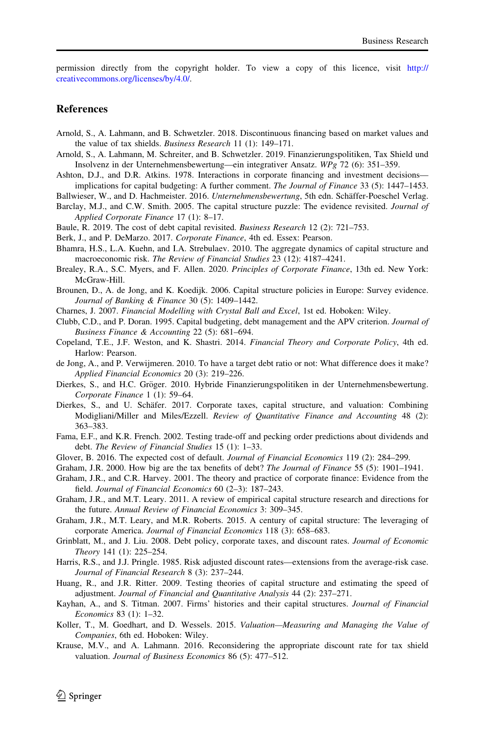permission directly from the copyright holder. To view a copy of this licence, visit http://creativecommons.org/licenses/by/4.0/.

## References

Arnold, S., A. Lahmann, and B. Schwetzler. 2018. Discontinuous financing based on market values and the value of tax shields. *Business Research* 11 (1): 149–171.

Arnold, S., A. Lahmann, M. Schreiter, and B. Schwetzler. 2019. Finanzierungspolitiken, Tax Shield und Insolvenz in der Unternehmensbewertung—ein integrativer Ansatz. *WPg* 72 (6): 351–359.

Ashton, D.J., and D.R. Atkins. 1978. Interactions in corporate financing and investment decisions—implications for capital budgeting: A further comment. *The Journal of Finance* 33 (5): 1447–1453.

Ballwieser, W., and D. Hachmeister. 2016. *Unternehmensbewertung*, 5th edn. Schäffer-Poeschel Verlag.

Barclay, M.J., and C.W. Smith. 2005. The capital structure puzzle: The evidence revisited. *Journal of Applied Corporate Finance* 17 (1): 8–17.

Baule, R. 2019. The cost of debt capital revisited. *Business Research* 12 (2): 721–753.

Berk, J., and P. DeMarzo. 2017. *Corporate Finance*, 4th ed. Essex: Pearson.

Bhamra, H.S., L.A. Kuehn, and I.A. Strebulaev. 2010. The aggregate dynamics of capital structure and macroeconomic risk. *The Review of Financial Studies* 23 (12): 4187–4241.

Brealey, R.A., S.C. Myers, and F. Allen. 2020. *Principles of Corporate Finance*, 13th ed. New York: McGraw-Hill.

Brounen, D., A. de Jong, and K. Koedijk. 2006. Capital structure policies in Europe: Survey evidence. *Journal of Banking & Finance* 30 (5): 1409–1442.

Charnes, J. 2007. *Financial Modelling with Crystal Ball and Excel*, 1st ed. Hoboken: Wiley.

Clubb, C.D., and P. Doran. 1995. Capital budgeting, debt management and the APV criterion. *Journal of Business Finance & Accounting* 22 (5): 681–694.

Copeland, T.E., J.F. Weston, and K. Shastri. 2014. *Financial Theory and Corporate Policy*, 4th ed. Harlow: Pearson.

de Jong, A., and P. Verwijmeren. 2010. To have a target debt ratio or not: What difference does it make? *Applied Financial Economics* 20 (3): 219–226.

Dierkes, S., and H.C. Gröger. 2010. Hybride Finanzierungspolitiken in der Unternehmensbewertung. *Corporate Finance* 1 (1): 59–64.

Dierkes, S., and U. Schäfer. 2017. Corporate taxes, capital structure, and valuation: Combining Modigliani/Miller and Miles/Ezzell. *Review of Quantitative Finance and Accounting* 48 (2): 363–383.

Fama, E.F., and K.R. French. 2002. Testing trade-off and pecking order predictions about dividends and debt. *The Review of Financial Studies* 15 (1): 1–33.

Glover, B. 2016. The expected cost of default. *Journal of Financial Economics* 119 (2): 284–299.

Graham, J.R. 2000. How big are the tax benefits of debt? *The Journal of Finance* 55 (5): 1901–1941.

Graham, J.R., and C.R. Harvey. 2001. The theory and practice of corporate finance: Evidence from the field. *Journal of Financial Economics* 60 (2–3): 187–243.

Graham, J.R., and M.T. Leary. 2011. A review of empirical capital structure research and directions for the future. *Annual Review of Financial Economics* 3: 309–345.

Graham, J.R., M.T. Leary, and M.R. Roberts. 2015. A century of capital structure: The leveraging of corporate America. *Journal of Financial Economics* 118 (3): 658–683.

Grinblatt, M., and J. Liu. 2008. Debt policy, corporate taxes, and discount rates. *Journal of Economic Theory* 141 (1): 225–254.

Harris, R.S., and J.J. Pringle. 1985. Risk adjusted discount rates—extensions from the average-risk case. *Journal of Financial Research* 8 (3): 237–244.

Huang, R., and J.R. Ritter. 2009. Testing theories of capital structure and estimating the speed of adjustment. *Journal of Financial and Quantitative Analysis* 44 (2): 237–271.

Kayhan, A., and S. Titman. 2007. Firms' histories and their capital structures. *Journal of Financial Economics* 83 (1): 1–32.

Koller, T., M. Goedhart, and D. Wessels. 2015. *Valuation—Measuring and Managing the Value of Companies*, 6th ed. Hoboken: Wiley.

Krause, M.V., and A. Lahmann. 2016. Reconsidering the appropriate discount rate for tax shield valuation. *Journal of Business Economics* 86 (5): 477–512.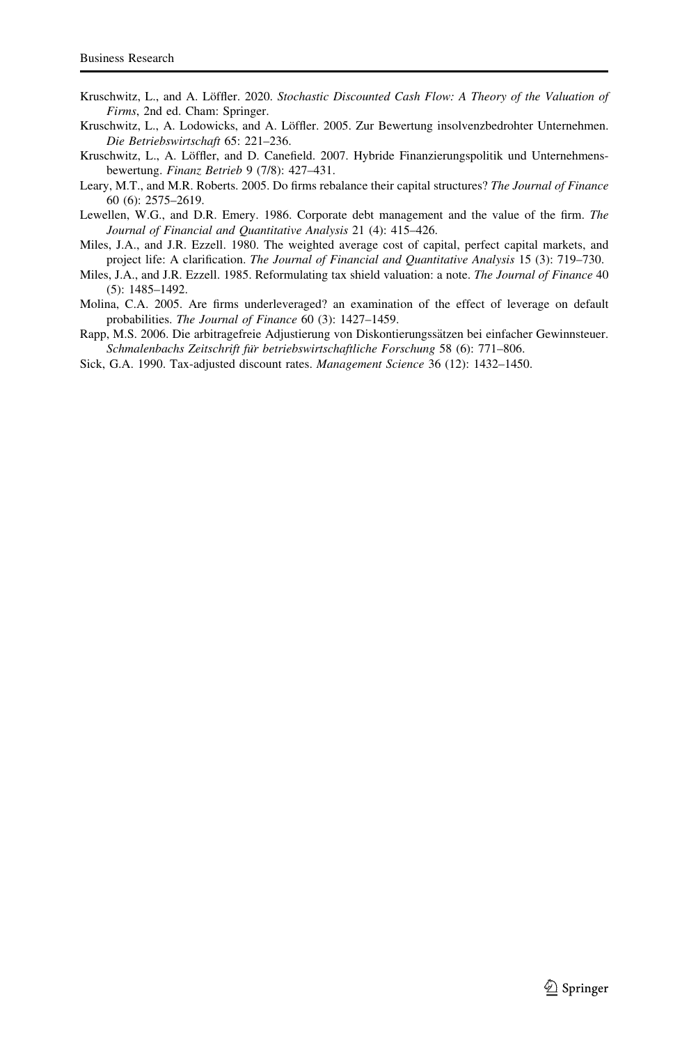Kruschwitz, L., and A. Löffler. 2020. *Stochastic Discounted Cash Flow: A Theory of the Valuation of Firms*, 2nd ed. Cham: Springer.

Kruschwitz, L., A. Lodowicks, and A. Löffler. 2005. Zur Bewertung insolvenzbedrohter Unternehmen. *Die Betriebswirtschaft* 65: 221–236.

Kruschwitz, L., A. Löffler, and D. Canefield. 2007. Hybride Finanzierungspolitik und Unternehmensbewertung. *Finanz Betrieb* 9 (7/8): 427–431.

Leary, M.T., and M.R. Roberts. 2005. Do firms rebalance their capital structures? *The Journal of Finance* 60 (6): 2575–2619.

Lewellen, W.G., and D.R. Emery. 1986. Corporate debt management and the value of the firm. *The Journal of Financial and Quantitative Analysis* 21 (4): 415–426.

Miles, J.A., and J.R. Ezzell. 1980. The weighted average cost of capital, perfect capital markets, and project life: A clarification. *The Journal of Financial and Quantitative Analysis* 15 (3): 719–730.

Miles, J.A., and J.R. Ezzell. 1985. Reformulating tax shield valuation: a note. *The Journal of Finance* 40 (5): 1485–1492.

Molina, C.A. 2005. Are firms underleveraged? an examination of the effect of leverage on default probabilities. *The Journal of Finance* 60 (3): 1427–1459.

Rapp, M.S. 2006. Die arbitragefreie Adjustierung von Diskontierungssätzen bei einfacher Gewinnsteuer. *Schmalenbachs Zeitschrift für betriebswirtschaftliche Forschung* 58 (6): 771–806.

Sick, G.A. 1990. Tax-adjusted discount rates. *Management Science* 36 (12): 1432–1450.